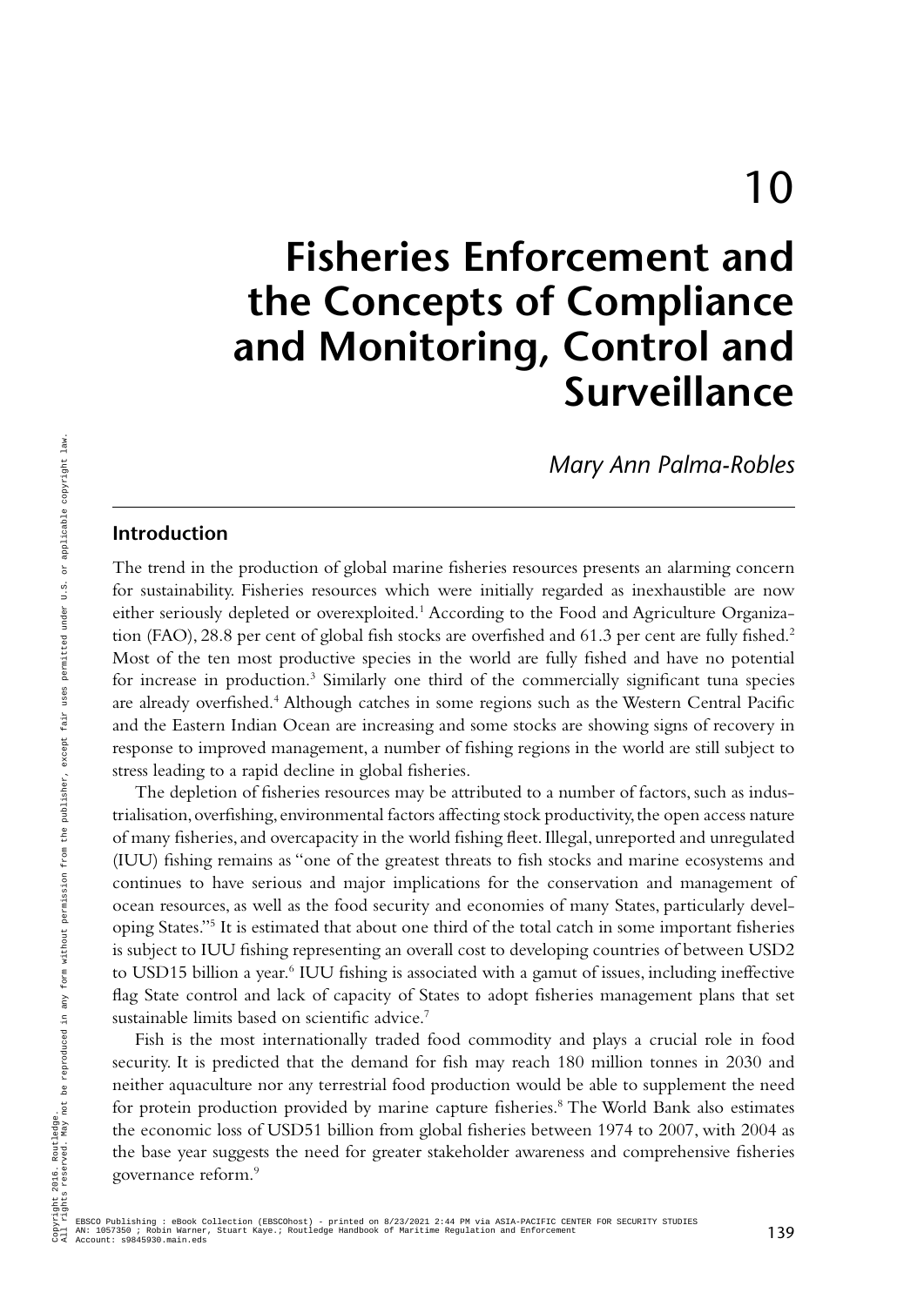# 10

# Fisheries Enforcement and the Concepts of Compliance and Monitoring, Control and Surveillance

*Mary Ann Palma-Robles*

## Introduction

The trend in the production of global marine fisheries resources presents an alarming concern for sustainability. Fisheries resources which were initially regarded as inexhaustible are now either seriously depleted or overexploited.[1] According to the Food and Agriculture Organization (FAO), 28.8 per cent of global fish stocks are overfished and 61.3 per cent are fully fished.[2] Most of the ten most productive species in the world are fully fished and have no potential for increase in production.[3] Similarly one third of the commercially significant tuna species are already overfished.[4] Although catches in some regions such as the Western Central Pacific and the Eastern Indian Ocean are increasing and some stocks are showing signs of recovery in response to improved management, a number of fishing regions in the world are still subject to stress leading to a rapid decline in global fisheries.

The depletion of fisheries resources may be attributed to a number of factors, such as industrialisation, overfishing, environmental factors affecting stock productivity, the open access nature of many fisheries, and overcapacity in the world fishing fleet. Illegal, unreported and unregulated (IUU) fishing remains as "one of the greatest threats to fish stocks and marine ecosystems and continues to have serious and major implications for the conservation and management of ocean resources, as well as the food security and economies of many States, particularly developing States."[5] It is estimated that about one third of the total catch in some important fisheries is subject to IUU fishing representing an overall cost to developing countries of between USD2 to USD15 billion a year.[6] IUU fishing is associated with a gamut of issues, including ineffective flag State control and lack of capacity of States to adopt fisheries management plans that set sustainable limits based on scientific advice.[7]

Fish is the most internationally traded food commodity and plays a crucial role in food security. It is predicted that the demand for fish may reach 180 million tonnes in 2030 and neither aquaculture nor any terrestrial food production would be able to supplement the need for protein production provided by marine capture fisheries.[8] The World Bank also estimates the economic loss of USD51 billion from global fisheries between 1974 to 2007, with 2004 as the base year suggests the need for greater stakeholder awareness and comprehensive fisheries governance reform.[9]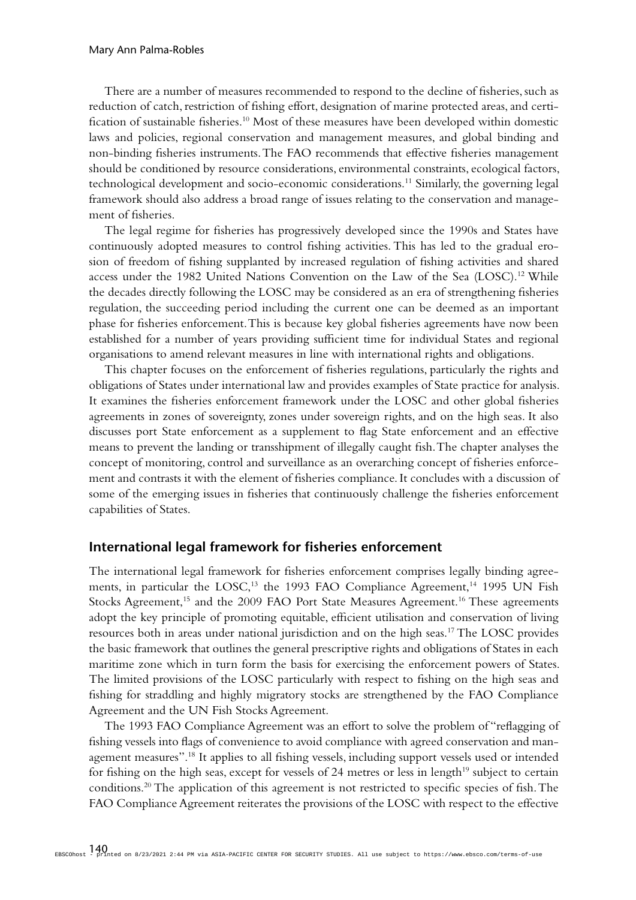There are a number of measures recommended to respond to the decline of fisheries, such as reduction of catch, restriction of fishing effort, designation of marine protected areas, and certification of sustainable fisheries.[10] Most of these measures have been developed within domestic laws and policies, regional conservation and management measures, and global binding and non-binding fisheries instruments. The FAO recommends that effective fisheries management should be conditioned by resource considerations, environmental constraints, ecological factors, technological development and socio-economic considerations.[11] Similarly, the governing legal framework should also address a broad range of issues relating to the conservation and management of fisheries.

The legal regime for fisheries has progressively developed since the 1990s and States have continuously adopted measures to control fishing activities. This has led to the gradual erosion of freedom of fishing supplanted by increased regulation of fishing activities and shared access under the 1982 United Nations Convention on the Law of the Sea (LOSC).[12] While the decades directly following the LOSC may be considered as an era of strengthening fisheries regulation, the succeeding period including the current one can be deemed as an important phase for fisheries enforcement. This is because key global fisheries agreements have now been established for a number of years providing sufficient time for individual States and regional organisations to amend relevant measures in line with international rights and obligations.

This chapter focuses on the enforcement of fisheries regulations, particularly the rights and obligations of States under international law and provides examples of State practice for analysis. It examines the fisheries enforcement framework under the LOSC and other global fisheries agreements in zones of sovereignty, zones under sovereign rights, and on the high seas. It also discusses port State enforcement as a supplement to flag State enforcement and an effective means to prevent the landing or transshipment of illegally caught fish. The chapter analyses the concept of monitoring, control and surveillance as an overarching concept of fisheries enforcement and contrasts it with the element of fisheries compliance. It concludes with a discussion of some of the emerging issues in fisheries that continuously challenge the fisheries enforcement capabilities of States.

## International legal framework for fisheries enforcement

The international legal framework for fisheries enforcement comprises legally binding agreements, in particular the LOSC,[13] the 1993 FAO Compliance Agreement,[14] 1995 UN Fish Stocks Agreement,[15] and the 2009 FAO Port State Measures Agreement.[16] These agreements adopt the key principle of promoting equitable, efficient utilisation and conservation of living resources both in areas under national jurisdiction and on the high seas.[17] The LOSC provides the basic framework that outlines the general prescriptive rights and obligations of States in each maritime zone which in turn form the basis for exercising the enforcement powers of States. The limited provisions of the LOSC particularly with respect to fishing on the high seas and fishing for straddling and highly migratory stocks are strengthened by the FAO Compliance Agreement and the UN Fish Stocks Agreement.

The 1993 FAO Compliance Agreement was an effort to solve the problem of "reflagging of fishing vessels into flags of convenience to avoid compliance with agreed conservation and management measures".[18] It applies to all fishing vessels, including support vessels used or intended for fishing on the high seas, except for vessels of 24 metres or less in length[19] subject to certain conditions.[20] The application of this agreement is not restricted to specific species of fish. The FAO Compliance Agreement reiterates the provisions of the LOSC with respect to the effective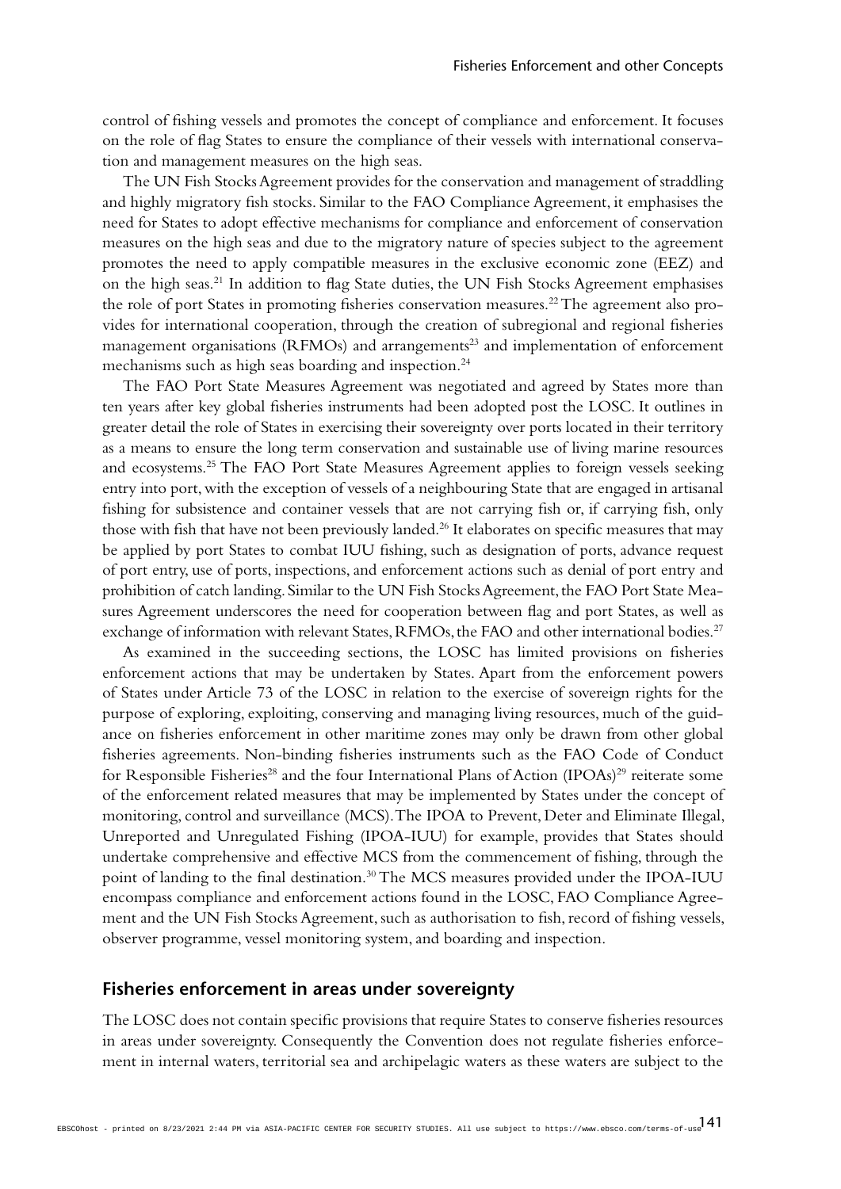control of fishing vessels and promotes the concept of compliance and enforcement. It focuses on the role of flag States to ensure the compliance of their vessels with international conservation and management measures on the high seas.

The UN Fish Stocks Agreement provides for the conservation and management of straddling and highly migratory fish stocks. Similar to the FAO Compliance Agreement, it emphasises the need for States to adopt effective mechanisms for compliance and enforcement of conservation measures on the high seas and due to the migratory nature of species subject to the agreement promotes the need to apply compatible measures in the exclusive economic zone (EEZ) and on the high seas.[21] In addition to flag State duties, the UN Fish Stocks Agreement emphasises the role of port States in promoting fisheries conservation measures.[22] The agreement also provides for international cooperation, through the creation of subregional and regional fisheries management organisations (RFMOs) and arrangements[23] and implementation of enforcement mechanisms such as high seas boarding and inspection.[24]

The FAO Port State Measures Agreement was negotiated and agreed by States more than ten years after key global fisheries instruments had been adopted post the LOSC. It outlines in greater detail the role of States in exercising their sovereignty over ports located in their territory as a means to ensure the long term conservation and sustainable use of living marine resources and ecosystems.[25] The FAO Port State Measures Agreement applies to foreign vessels seeking entry into port, with the exception of vessels of a neighbouring State that are engaged in artisanal fishing for subsistence and container vessels that are not carrying fish or, if carrying fish, only those with fish that have not been previously landed.[26] It elaborates on specific measures that may be applied by port States to combat IUU fishing, such as designation of ports, advance request of port entry, use of ports, inspections, and enforcement actions such as denial of port entry and prohibition of catch landing. Similar to the UN Fish Stocks Agreement, the FAO Port State Measures Agreement underscores the need for cooperation between flag and port States, as well as exchange of information with relevant States, RFMOs, the FAO and other international bodies.[27]

As examined in the succeeding sections, the LOSC has limited provisions on fisheries enforcement actions that may be undertaken by States. Apart from the enforcement powers of States under Article 73 of the LOSC in relation to the exercise of sovereign rights for the purpose of exploring, exploiting, conserving and managing living resources, much of the guidance on fisheries enforcement in other maritime zones may only be drawn from other global fisheries agreements. Non-binding fisheries instruments such as the FAO Code of Conduct for Responsible Fisheries[28] and the four International Plans of Action (IPOAs)[29] reiterate some of the enforcement related measures that may be implemented by States under the concept of monitoring, control and surveillance (MCS). The IPOA to Prevent, Deter and Eliminate Illegal, Unreported and Unregulated Fishing (IPOA-IUU) for example, provides that States should undertake comprehensive and effective MCS from the commencement of fishing, through the point of landing to the final destination.[30] The MCS measures provided under the IPOA-IUU encompass compliance and enforcement actions found in the LOSC, FAO Compliance Agreement and the UN Fish Stocks Agreement, such as authorisation to fish, record of fishing vessels, observer programme, vessel monitoring system, and boarding and inspection.

## Fisheries enforcement in areas under sovereignty

The LOSC does not contain specific provisions that require States to conserve fisheries resources in areas under sovereignty. Consequently the Convention does not regulate fisheries enforcement in internal waters, territorial sea and archipelagic waters as these waters are subject to the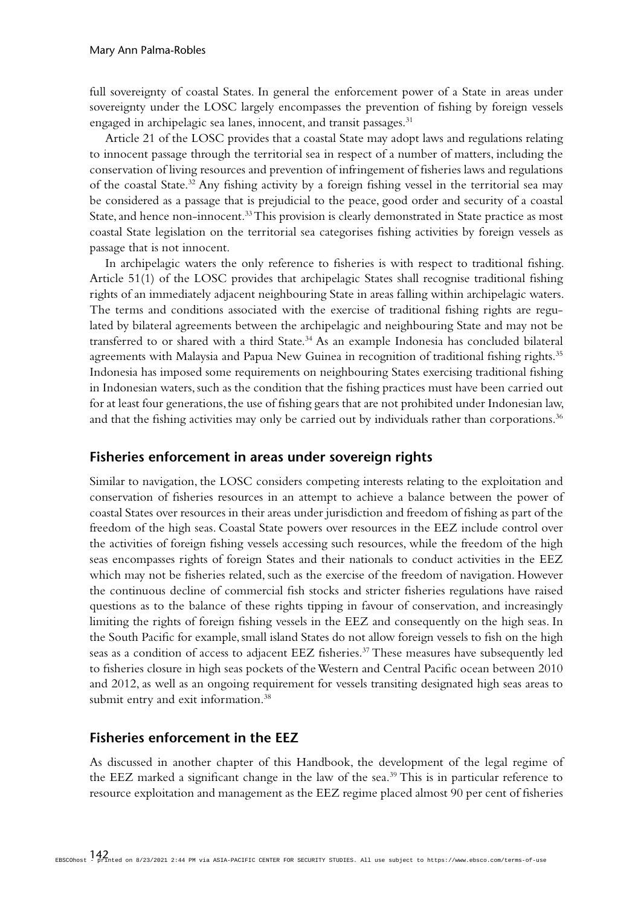full sovereignty of coastal States. In general the enforcement power of a State in areas under sovereignty under the LOSC largely encompasses the prevention of fishing by foreign vessels engaged in archipelagic sea lanes, innocent, and transit passages.[31]

Article 21 of the LOSC provides that a coastal State may adopt laws and regulations relating to innocent passage through the territorial sea in respect of a number of matters, including the conservation of living resources and prevention of infringement of fisheries laws and regulations of the coastal State.[32] Any fishing activity by a foreign fishing vessel in the territorial sea may be considered as a passage that is prejudicial to the peace, good order and security of a coastal State, and hence non-innocent.[33] This provision is clearly demonstrated in State practice as most coastal State legislation on the territorial sea categorises fishing activities by foreign vessels as passage that is not innocent.

In archipelagic waters the only reference to fisheries is with respect to traditional fishing. Article 51(1) of the LOSC provides that archipelagic States shall recognise traditional fishing rights of an immediately adjacent neighbouring State in areas falling within archipelagic waters. The terms and conditions associated with the exercise of traditional fishing rights are regulated by bilateral agreements between the archipelagic and neighbouring State and may not be transferred to or shared with a third State.[34] As an example Indonesia has concluded bilateral agreements with Malaysia and Papua New Guinea in recognition of traditional fishing rights.[35] Indonesia has imposed some requirements on neighbouring States exercising traditional fishing in Indonesian waters, such as the condition that the fishing practices must have been carried out for at least four generations, the use of fishing gears that are not prohibited under Indonesian law, and that the fishing activities may only be carried out by individuals rather than corporations.[36]

## Fisheries enforcement in areas under sovereign rights

Similar to navigation, the LOSC considers competing interests relating to the exploitation and conservation of fisheries resources in an attempt to achieve a balance between the power of coastal States over resources in their areas under jurisdiction and freedom of fishing as part of the freedom of the high seas. Coastal State powers over resources in the EEZ include control over the activities of foreign fishing vessels accessing such resources, while the freedom of the high seas encompasses rights of foreign States and their nationals to conduct activities in the EEZ which may not be fisheries related, such as the exercise of the freedom of navigation. However the continuous decline of commercial fish stocks and stricter fisheries regulations have raised questions as to the balance of these rights tipping in favour of conservation, and increasingly limiting the rights of foreign fishing vessels in the EEZ and consequently on the high seas. In the South Pacific for example, small island States do not allow foreign vessels to fish on the high seas as a condition of access to adjacent EEZ fisheries.[37] These measures have subsequently led to fisheries closure in high seas pockets of the Western and Central Pacific ocean between 2010 and 2012, as well as an ongoing requirement for vessels transiting designated high seas areas to submit entry and exit information.[38]

## Fisheries enforcement in the EEZ

As discussed in another chapter of this Handbook, the development of the legal regime of the EEZ marked a significant change in the law of the sea.[39] This is in particular reference to resource exploitation and management as the EEZ regime placed almost 90 per cent of fisheries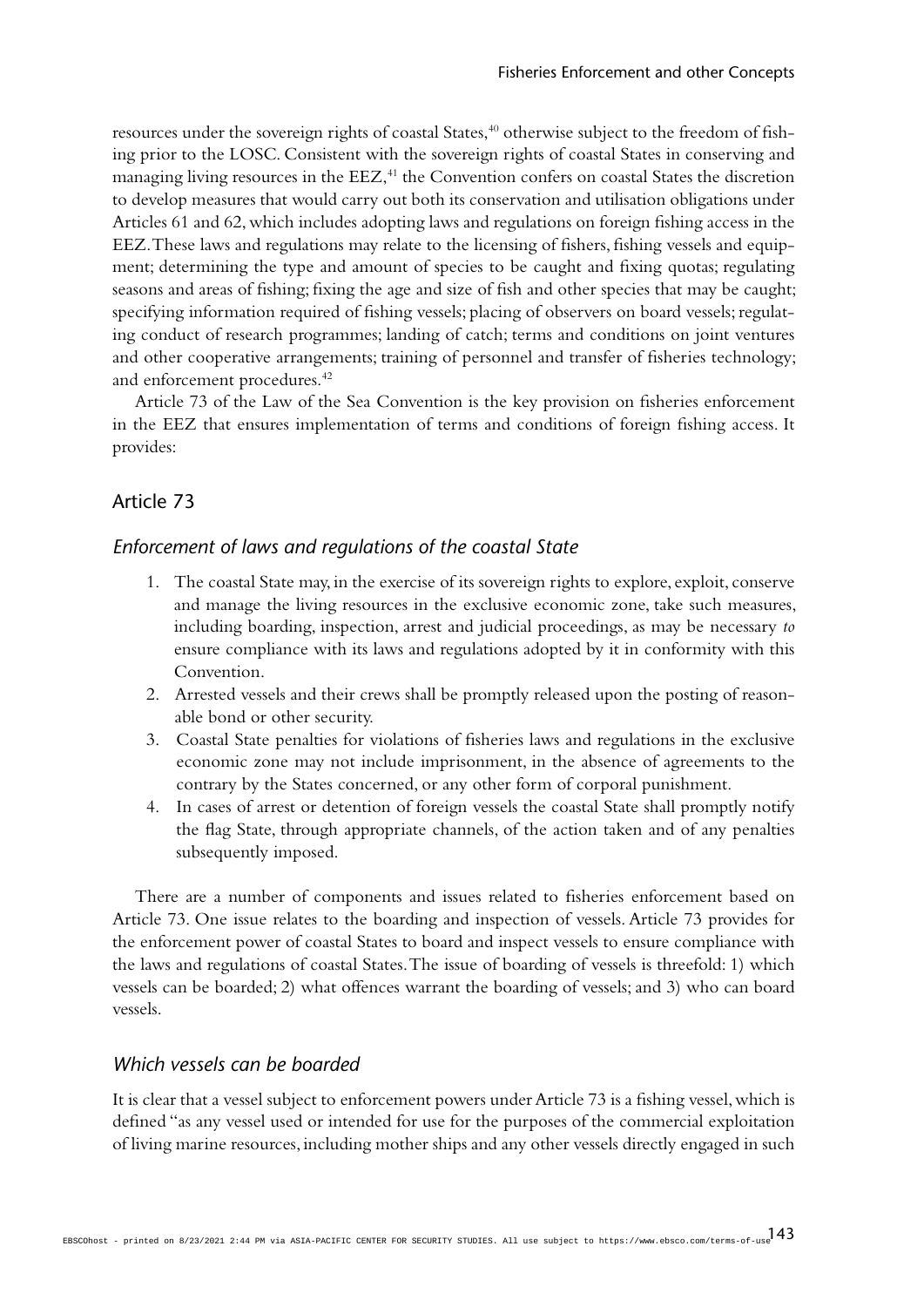resources under the sovereign rights of coastal States,[40] otherwise subject to the freedom of fishing prior to the LOSC. Consistent with the sovereign rights of coastal States in conserving and managing living resources in the EEZ,[41] the Convention confers on coastal States the discretion to develop measures that would carry out both its conservation and utilisation obligations under Articles 61 and 62, which includes adopting laws and regulations on foreign fishing access in the EEZ. These laws and regulations may relate to the licensing of fishers, fishing vessels and equipment; determining the type and amount of species to be caught and fixing quotas; regulating seasons and areas of fishing; fixing the age and size of fish and other species that may be caught; specifying information required of fishing vessels; placing of observers on board vessels; regulating conduct of research programmes; landing of catch; terms and conditions on joint ventures and other cooperative arrangements; training of personnel and transfer of fisheries technology; and enforcement procedures.[42]

Article 73 of the Law of the Sea Convention is the key provision on fisheries enforcement in the EEZ that ensures implementation of terms and conditions of foreign fishing access. It provides:

## Article 73

### *Enforcement of laws and regulations of the coastal State*

1. The coastal State may, in the exercise of its sovereign rights to explore, exploit, conserve and manage the living resources in the exclusive economic zone, take such measures, including boarding, inspection, arrest and judicial proceedings, as may be necessary *to* ensure compliance with its laws and regulations adopted by it in conformity with this Convention.
2. Arrested vessels and their crews shall be promptly released upon the posting of reasonable bond or other security.
3. Coastal State penalties for violations of fisheries laws and regulations in the exclusive economic zone may not include imprisonment, in the absence of agreements to the contrary by the States concerned, or any other form of corporal punishment.
4. In cases of arrest or detention of foreign vessels the coastal State shall promptly notify the flag State, through appropriate channels, of the action taken and of any penalties subsequently imposed.

There are a number of components and issues related to fisheries enforcement based on Article 73. One issue relates to the boarding and inspection of vessels. Article 73 provides for the enforcement power of coastal States to board and inspect vessels to ensure compliance with the laws and regulations of coastal States. The issue of boarding of vessels is threefold: 1) which vessels can be boarded; 2) what offences warrant the boarding of vessels; and 3) who can board vessels.

### *Which vessels can be boarded*

It is clear that a vessel subject to enforcement powers under Article 73 is a fishing vessel, which is defined "as any vessel used or intended for use for the purposes of the commercial exploitation of living marine resources, including mother ships and any other vessels directly engaged in such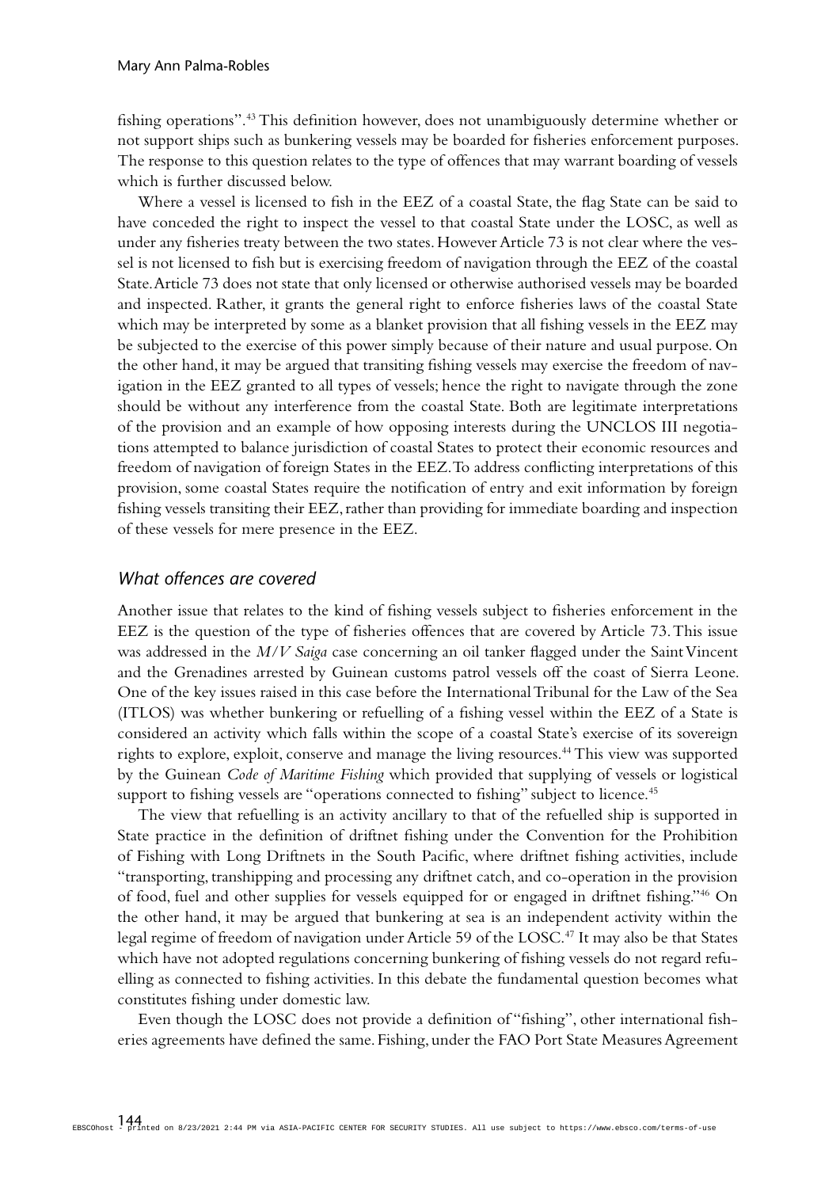fishing operations".[43] This definition however, does not unambiguously determine whether or not support ships such as bunkering vessels may be boarded for fisheries enforcement purposes. The response to this question relates to the type of offences that may warrant boarding of vessels which is further discussed below.

Where a vessel is licensed to fish in the EEZ of a coastal State, the flag State can be said to have conceded the right to inspect the vessel to that coastal State under the LOSC, as well as under any fisheries treaty between the two states. However Article 73 is not clear where the vessel is not licensed to fish but is exercising freedom of navigation through the EEZ of the coastal State. Article 73 does not state that only licensed or otherwise authorised vessels may be boarded and inspected. Rather, it grants the general right to enforce fisheries laws of the coastal State which may be interpreted by some as a blanket provision that all fishing vessels in the EEZ may be subjected to the exercise of this power simply because of their nature and usual purpose. On the other hand, it may be argued that transiting fishing vessels may exercise the freedom of navigation in the EEZ granted to all types of vessels; hence the right to navigate through the zone should be without any interference from the coastal State. Both are legitimate interpretations of the provision and an example of how opposing interests during the UNCLOS III negotiations attempted to balance jurisdiction of coastal States to protect their economic resources and freedom of navigation of foreign States in the EEZ. To address conflicting interpretations of this provision, some coastal States require the notification of entry and exit information by foreign fishing vessels transiting their EEZ, rather than providing for immediate boarding and inspection of these vessels for mere presence in the EEZ.

### *What offences are covered*

Another issue that relates to the kind of fishing vessels subject to fisheries enforcement in the EEZ is the question of the type of fisheries offences that are covered by Article 73. This issue was addressed in the *M/V Saiga* case concerning an oil tanker flagged under the Saint Vincent and the Grenadines arrested by Guinean customs patrol vessels off the coast of Sierra Leone. One of the key issues raised in this case before the International Tribunal for the Law of the Sea (ITLOS) was whether bunkering or refuelling of a fishing vessel within the EEZ of a State is considered an activity which falls within the scope of a coastal State's exercise of its sovereign rights to explore, exploit, conserve and manage the living resources.[44] This view was supported by the Guinean *Code of Maritime Fishing* which provided that supplying of vessels or logistical support to fishing vessels are "operations connected to fishing" subject to licence.[45]

The view that refuelling is an activity ancillary to that of the refuelled ship is supported in State practice in the definition of driftnet fishing under the Convention for the Prohibition of Fishing with Long Driftnets in the South Pacific, where driftnet fishing activities, include "transporting, transhipping and processing any driftnet catch, and co-operation in the provision of food, fuel and other supplies for vessels equipped for or engaged in driftnet fishing."[46] On the other hand, it may be argued that bunkering at sea is an independent activity within the legal regime of freedom of navigation under Article 59 of the LOSC.[47] It may also be that States which have not adopted regulations concerning bunkering of fishing vessels do not regard refuelling as connected to fishing activities. In this debate the fundamental question becomes what constitutes fishing under domestic law.

Even though the LOSC does not provide a definition of "fishing", other international fisheries agreements have defined the same. Fishing, under the FAO Port State Measures Agreement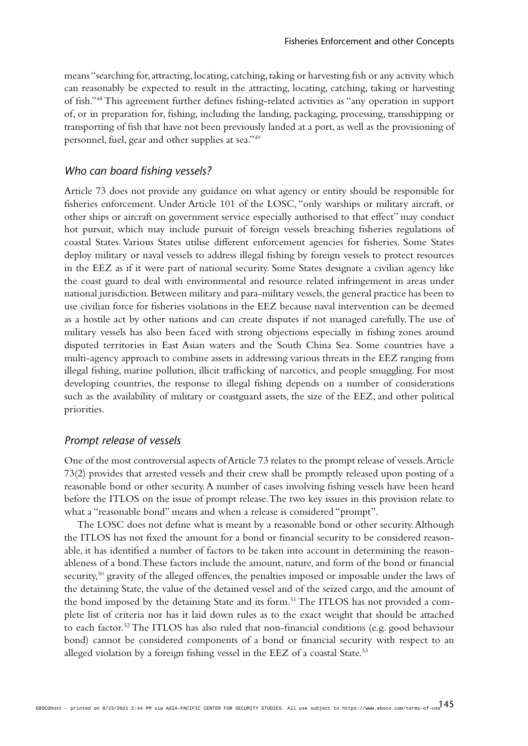means "searching for, attracting, locating, catching, taking or harvesting fish or any activity which can reasonably be expected to result in the attracting, locating, catching, taking or harvesting of fish."[48] This agreement further defines fishing-related activities as "any operation in support of, or in preparation for, fishing, including the landing, packaging, processing, transshipping or transporting of fish that have not been previously landed at a port, as well as the provisioning of personnel, fuel, gear and other supplies at sea."[49]

### *Who can board fishing vessels?*

Article 73 does not provide any guidance on what agency or entity should be responsible for fisheries enforcement. Under Article 101 of the LOSC, "only warships or military aircraft, or other ships or aircraft on government service especially authorised to that effect" may conduct hot pursuit, which may include pursuit of foreign vessels breaching fisheries regulations of coastal States. Various States utilise different enforcement agencies for fisheries. Some States deploy military or naval vessels to address illegal fishing by foreign vessels to protect resources in the EEZ as if it were part of national security. Some States designate a civilian agency like the coast guard to deal with environmental and resource related infringement in areas under national jurisdiction. Between military and para-military vessels, the general practice has been to use civilian force for fisheries violations in the EEZ because naval intervention can be deemed as a hostile act by other nations and can create disputes if not managed carefully. The use of military vessels has also been faced with strong objections especially in fishing zones around disputed territories in East Asian waters and the South China Sea. Some countries have a multi-agency approach to combine assets in addressing various threats in the EEZ ranging from illegal fishing, marine pollution, illicit trafficking of narcotics, and people smuggling. For most developing countries, the response to illegal fishing depends on a number of considerations such as the availability of military or coastguard assets, the size of the EEZ, and other political priorities.

### *Prompt release of vessels*

One of the most controversial aspects of Article 73 relates to the prompt release of vessels. Article 73(2) provides that arrested vessels and their crew shall be promptly released upon posting of a reasonable bond or other security. A number of cases involving fishing vessels have been heard before the ITLOS on the issue of prompt release. The two key issues in this provision relate to what a "reasonable bond" means and when a release is considered "prompt".

The LOSC does not define what is meant by a reasonable bond or other security. Although the ITLOS has not fixed the amount for a bond or financial security to be considered reasonable, it has identified a number of factors to be taken into account in determining the reasonableness of a bond. These factors include the amount, nature, and form of the bond or financial security,[50] gravity of the alleged offences, the penalties imposed or imposable under the laws of the detaining State, the value of the detained vessel and of the seized cargo, and the amount of the bond imposed by the detaining State and its form.[51] The ITLOS has not provided a complete list of criteria nor has it laid down rules as to the exact weight that should be attached to each factor.[52] The ITLOS has also ruled that non-financial conditions (e.g. good behaviour bond) cannot be considered components of a bond or financial security with respect to an alleged violation by a foreign fishing vessel in the EEZ of a coastal State.[53]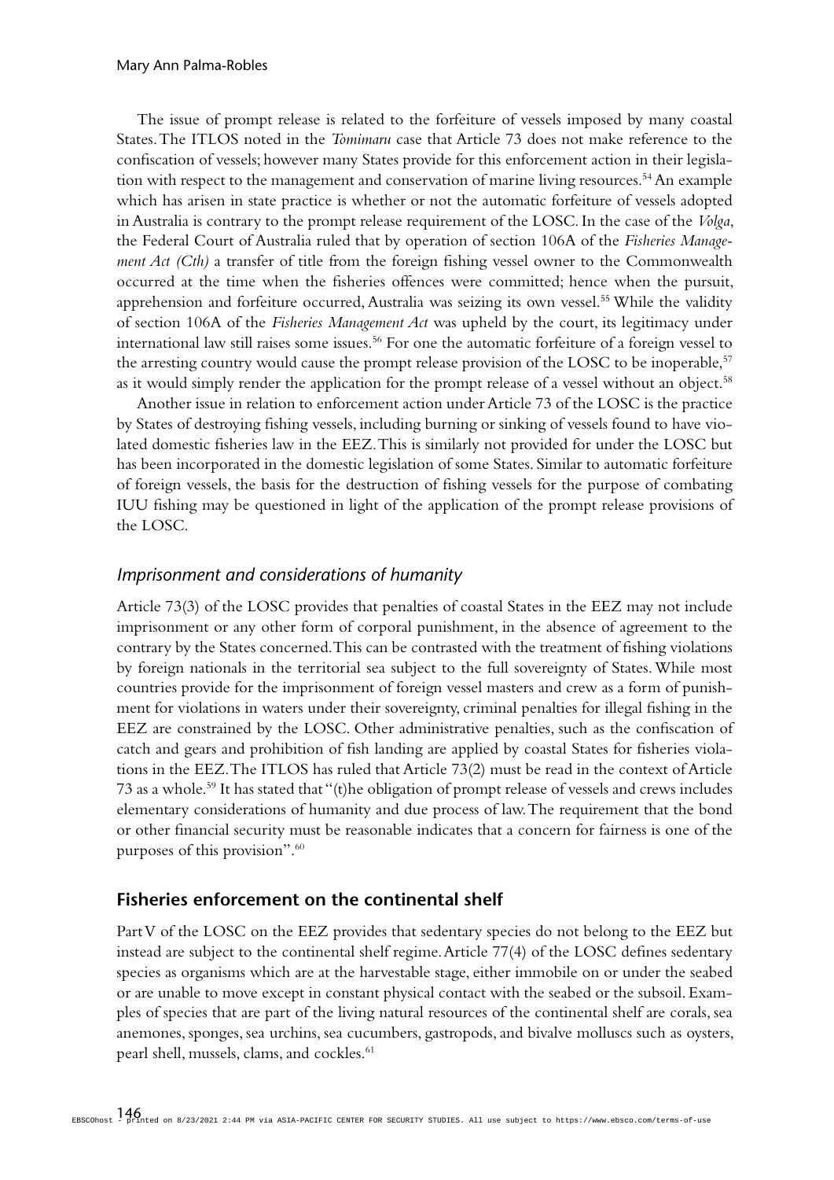The issue of prompt release is related to the forfeiture of vessels imposed by many coastal States. The ITLOS noted in the *Tomimaru* case that Article 73 does not make reference to the confiscation of vessels; however many States provide for this enforcement action in their legislation with respect to the management and conservation of marine living resources.[54] An example which has arisen in state practice is whether or not the automatic forfeiture of vessels adopted in Australia is contrary to the prompt release requirement of the LOSC. In the case of the *Volga*, the Federal Court of Australia ruled that by operation of section 106A of the *Fisheries Management Act (Cth)* a transfer of title from the foreign fishing vessel owner to the Commonwealth occurred at the time when the fisheries offences were committed; hence when the pursuit, apprehension and forfeiture occurred, Australia was seizing its own vessel.[55] While the validity of section 106A of the *Fisheries Management Act* was upheld by the court, its legitimacy under international law still raises some issues.[56] For one the automatic forfeiture of a foreign vessel to the arresting country would cause the prompt release provision of the LOSC to be inoperable,[57] as it would simply render the application for the prompt release of a vessel without an object.[58]

Another issue in relation to enforcement action under Article 73 of the LOSC is the practice by States of destroying fishing vessels, including burning or sinking of vessels found to have violated domestic fisheries law in the EEZ. This is similarly not provided for under the LOSC but has been incorporated in the domestic legislation of some States. Similar to automatic forfeiture of foreign vessels, the basis for the destruction of fishing vessels for the purpose of combating IUU fishing may be questioned in light of the application of the prompt release provisions of the LOSC.

### *Imprisonment and considerations of humanity*

Article 73(3) of the LOSC provides that penalties of coastal States in the EEZ may not include imprisonment or any other form of corporal punishment, in the absence of agreement to the contrary by the States concerned. This can be contrasted with the treatment of fishing violations by foreign nationals in the territorial sea subject to the full sovereignty of States. While most countries provide for the imprisonment of foreign vessel masters and crew as a form of punishment for violations in waters under their sovereignty, criminal penalties for illegal fishing in the EEZ are constrained by the LOSC. Other administrative penalties, such as the confiscation of catch and gears and prohibition of fish landing are applied by coastal States for fisheries violations in the EEZ. The ITLOS has ruled that Article 73(2) must be read in the context of Article 73 as a whole.[59] It has stated that "(t)he obligation of prompt release of vessels and crews includes elementary considerations of humanity and due process of law. The requirement that the bond or other financial security must be reasonable indicates that a concern for fairness is one of the purposes of this provision".[60]

## Fisheries enforcement on the continental shelf

Part V of the LOSC on the EEZ provides that sedentary species do not belong to the EEZ but instead are subject to the continental shelf regime. Article 77(4) of the LOSC defines sedentary species as organisms which are at the harvestable stage, either immobile on or under the seabed or are unable to move except in constant physical contact with the seabed or the subsoil. Examples of species that are part of the living natural resources of the continental shelf are corals, sea anemones, sponges, sea urchins, sea cucumbers, gastropods, and bivalve molluscs such as oysters, pearl shell, mussels, clams, and cockles.[61]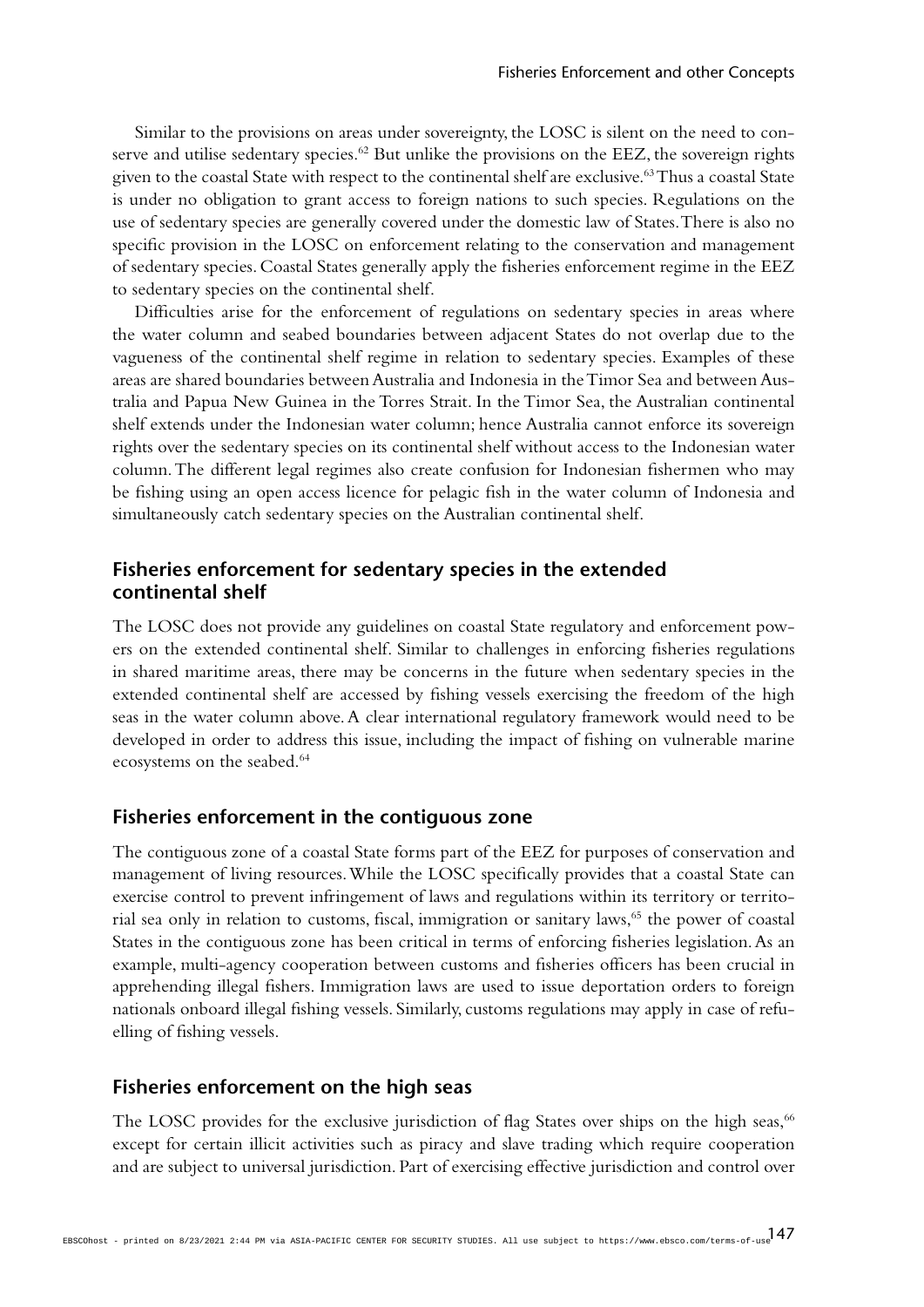Similar to the provisions on areas under sovereignty, the LOSC is silent on the need to conserve and utilise sedentary species.[62] But unlike the provisions on the EEZ, the sovereign rights given to the coastal State with respect to the continental shelf are exclusive.[63] Thus a coastal State is under no obligation to grant access to foreign nations to such species. Regulations on the use of sedentary species are generally covered under the domestic law of States. There is also no specific provision in the LOSC on enforcement relating to the conservation and management of sedentary species. Coastal States generally apply the fisheries enforcement regime in the EEZ to sedentary species on the continental shelf.

Difficulties arise for the enforcement of regulations on sedentary species in areas where the water column and seabed boundaries between adjacent States do not overlap due to the vagueness of the continental shelf regime in relation to sedentary species. Examples of these areas are shared boundaries between Australia and Indonesia in the Timor Sea and between Australia and Papua New Guinea in the Torres Strait. In the Timor Sea, the Australian continental shelf extends under the Indonesian water column; hence Australia cannot enforce its sovereign rights over the sedentary species on its continental shelf without access to the Indonesian water column. The different legal regimes also create confusion for Indonesian fishermen who may be fishing using an open access licence for pelagic fish in the water column of Indonesia and simultaneously catch sedentary species on the Australian continental shelf.

## Fisheries enforcement for sedentary species in the extended continental shelf

The LOSC does not provide any guidelines on coastal State regulatory and enforcement powers on the extended continental shelf. Similar to challenges in enforcing fisheries regulations in shared maritime areas, there may be concerns in the future when sedentary species in the extended continental shelf are accessed by fishing vessels exercising the freedom of the high seas in the water column above. A clear international regulatory framework would need to be developed in order to address this issue, including the impact of fishing on vulnerable marine ecosystems on the seabed.[64]

## Fisheries enforcement in the contiguous zone

The contiguous zone of a coastal State forms part of the EEZ for purposes of conservation and management of living resources. While the LOSC specifically provides that a coastal State can exercise control to prevent infringement of laws and regulations within its territory or territorial sea only in relation to customs, fiscal, immigration or sanitary laws,[65] the power of coastal States in the contiguous zone has been critical in terms of enforcing fisheries legislation. As an example, multi-agency cooperation between customs and fisheries officers has been crucial in apprehending illegal fishers. Immigration laws are used to issue deportation orders to foreign nationals onboard illegal fishing vessels. Similarly, customs regulations may apply in case of refuelling of fishing vessels.

## Fisheries enforcement on the high seas

The LOSC provides for the exclusive jurisdiction of flag States over ships on the high seas,[66] except for certain illicit activities such as piracy and slave trading which require cooperation and are subject to universal jurisdiction. Part of exercising effective jurisdiction and control over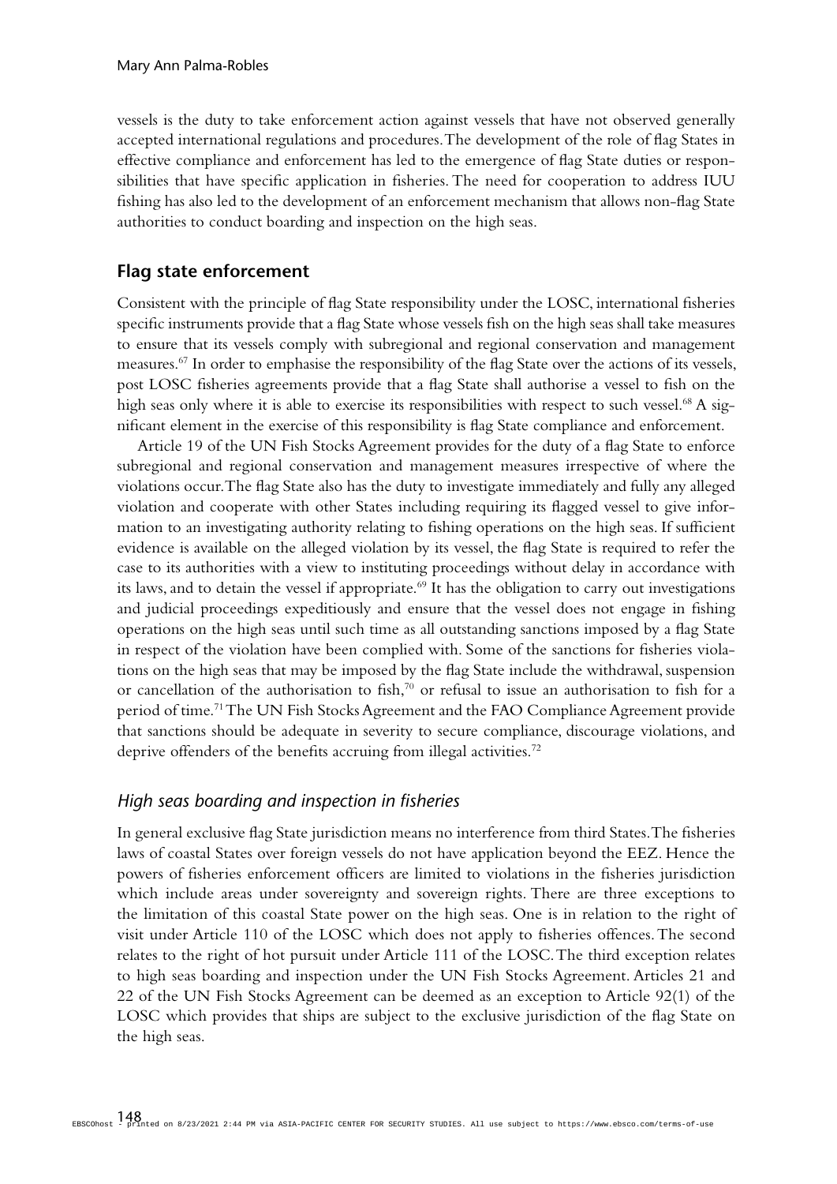vessels is the duty to take enforcement action against vessels that have not observed generally accepted international regulations and procedures. The development of the role of flag States in effective compliance and enforcement has led to the emergence of flag State duties or responsibilities that have specific application in fisheries. The need for cooperation to address IUU fishing has also led to the development of an enforcement mechanism that allows non-flag State authorities to conduct boarding and inspection on the high seas.

## Flag state enforcement

Consistent with the principle of flag State responsibility under the LOSC, international fisheries specific instruments provide that a flag State whose vessels fish on the high seas shall take measures to ensure that its vessels comply with subregional and regional conservation and management measures.[67] In order to emphasise the responsibility of the flag State over the actions of its vessels, post LOSC fisheries agreements provide that a flag State shall authorise a vessel to fish on the high seas only where it is able to exercise its responsibilities with respect to such vessel.[68] A significant element in the exercise of this responsibility is flag State compliance and enforcement.

Article 19 of the UN Fish Stocks Agreement provides for the duty of a flag State to enforce subregional and regional conservation and management measures irrespective of where the violations occur. The flag State also has the duty to investigate immediately and fully any alleged violation and cooperate with other States including requiring its flagged vessel to give information to an investigating authority relating to fishing operations on the high seas. If sufficient evidence is available on the alleged violation by its vessel, the flag State is required to refer the case to its authorities with a view to instituting proceedings without delay in accordance with its laws, and to detain the vessel if appropriate.[69] It has the obligation to carry out investigations and judicial proceedings expeditiously and ensure that the vessel does not engage in fishing operations on the high seas until such time as all outstanding sanctions imposed by a flag State in respect of the violation have been complied with. Some of the sanctions for fisheries violations on the high seas that may be imposed by the flag State include the withdrawal, suspension or cancellation of the authorisation to fish,[70] or refusal to issue an authorisation to fish for a period of time.[71] The UN Fish Stocks Agreement and the FAO Compliance Agreement provide that sanctions should be adequate in severity to secure compliance, discourage violations, and deprive offenders of the benefits accruing from illegal activities.[72]

### *High seas boarding and inspection in fisheries*

In general exclusive flag State jurisdiction means no interference from third States. The fisheries laws of coastal States over foreign vessels do not have application beyond the EEZ. Hence the powers of fisheries enforcement officers are limited to violations in the fisheries jurisdiction which include areas under sovereignty and sovereign rights. There are three exceptions to the limitation of this coastal State power on the high seas. One is in relation to the right of visit under Article 110 of the LOSC which does not apply to fisheries offences. The second relates to the right of hot pursuit under Article 111 of the LOSC. The third exception relates to high seas boarding and inspection under the UN Fish Stocks Agreement. Articles 21 and 22 of the UN Fish Stocks Agreement can be deemed as an exception to Article 92(1) of the LOSC which provides that ships are subject to the exclusive jurisdiction of the flag State on the high seas.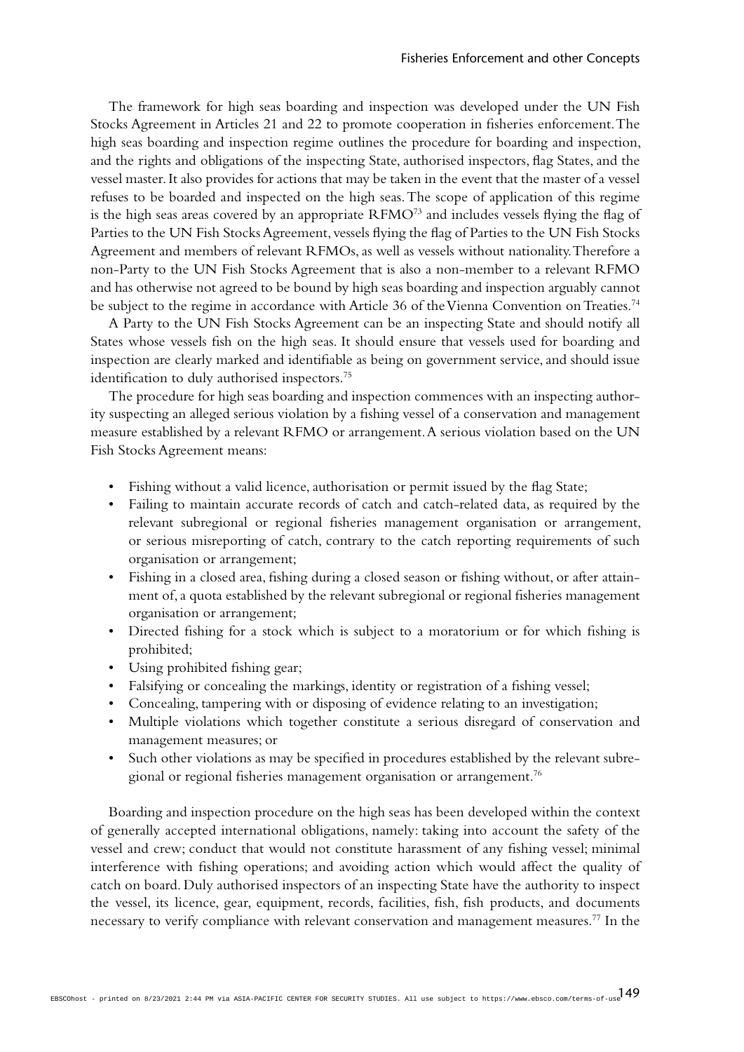The framework for high seas boarding and inspection was developed under the UN Fish Stocks Agreement in Articles 21 and 22 to promote cooperation in fisheries enforcement. The high seas boarding and inspection regime outlines the procedure for boarding and inspection, and the rights and obligations of the inspecting State, authorised inspectors, flag States, and the vessel master. It also provides for actions that may be taken in the event that the master of a vessel refuses to be boarded and inspected on the high seas. The scope of application of this regime is the high seas areas covered by an appropriate RFMO[73] and includes vessels flying the flag of Parties to the UN Fish Stocks Agreement, vessels flying the flag of Parties to the UN Fish Stocks Agreement and members of relevant RFMOs, as well as vessels without nationality. Therefore a non-Party to the UN Fish Stocks Agreement that is also a non-member to a relevant RFMO and has otherwise not agreed to be bound by high seas boarding and inspection arguably cannot be subject to the regime in accordance with Article 36 of the Vienna Convention on Treaties.[74]

A Party to the UN Fish Stocks Agreement can be an inspecting State and should notify all States whose vessels fish on the high seas. It should ensure that vessels used for boarding and inspection are clearly marked and identifiable as being on government service, and should issue identification to duly authorised inspectors.[75]

The procedure for high seas boarding and inspection commences with an inspecting authority suspecting an alleged serious violation by a fishing vessel of a conservation and management measure established by a relevant RFMO or arrangement. A serious violation based on the UN Fish Stocks Agreement means:

- Fishing without a valid licence, authorisation or permit issued by the flag State;
- Failing to maintain accurate records of catch and catch-related data, as required by the relevant subregional or regional fisheries management organisation or arrangement, or serious misreporting of catch, contrary to the catch reporting requirements of such organisation or arrangement;
- Fishing in a closed area, fishing during a closed season or fishing without, or after attainment of, a quota established by the relevant subregional or regional fisheries management organisation or arrangement;
- Directed fishing for a stock which is subject to a moratorium or for which fishing is prohibited;
- Using prohibited fishing gear;
- Falsifying or concealing the markings, identity or registration of a fishing vessel;
- Concealing, tampering with or disposing of evidence relating to an investigation;
- Multiple violations which together constitute a serious disregard of conservation and management measures; or
- Such other violations as may be specified in procedures established by the relevant subregional or regional fisheries management organisation or arrangement.[76]

Boarding and inspection procedure on the high seas has been developed within the context of generally accepted international obligations, namely: taking into account the safety of the vessel and crew; conduct that would not constitute harassment of any fishing vessel; minimal interference with fishing operations; and avoiding action which would affect the quality of catch on board. Duly authorised inspectors of an inspecting State have the authority to inspect the vessel, its licence, gear, equipment, records, facilities, fish, fish products, and documents necessary to verify compliance with relevant conservation and management measures.[77] In the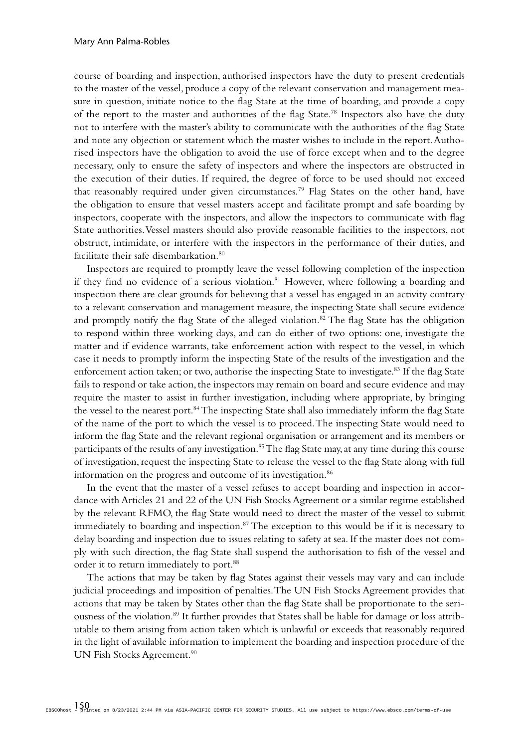course of boarding and inspection, authorised inspectors have the duty to present credentials to the master of the vessel, produce a copy of the relevant conservation and management measure in question, initiate notice to the flag State at the time of boarding, and provide a copy of the report to the master and authorities of the flag State.[78] Inspectors also have the duty not to interfere with the master's ability to communicate with the authorities of the flag State and note any objection or statement which the master wishes to include in the report. Authorised inspectors have the obligation to avoid the use of force except when and to the degree necessary, only to ensure the safety of inspectors and where the inspectors are obstructed in the execution of their duties. If required, the degree of force to be used should not exceed that reasonably required under given circumstances.[79] Flag States on the other hand, have the obligation to ensure that vessel masters accept and facilitate prompt and safe boarding by inspectors, cooperate with the inspectors, and allow the inspectors to communicate with flag State authorities. Vessel masters should also provide reasonable facilities to the inspectors, not obstruct, intimidate, or interfere with the inspectors in the performance of their duties, and facilitate their safe disembarkation.[80]

Inspectors are required to promptly leave the vessel following completion of the inspection if they find no evidence of a serious violation.[81] However, where following a boarding and inspection there are clear grounds for believing that a vessel has engaged in an activity contrary to a relevant conservation and management measure, the inspecting State shall secure evidence and promptly notify the flag State of the alleged violation.[82] The flag State has the obligation to respond within three working days, and can do either of two options: one, investigate the matter and if evidence warrants, take enforcement action with respect to the vessel, in which case it needs to promptly inform the inspecting State of the results of the investigation and the enforcement action taken; or two, authorise the inspecting State to investigate.[83] If the flag State fails to respond or take action, the inspectors may remain on board and secure evidence and may require the master to assist in further investigation, including where appropriate, by bringing the vessel to the nearest port.[84] The inspecting State shall also immediately inform the flag State of the name of the port to which the vessel is to proceed. The inspecting State would need to inform the flag State and the relevant regional organisation or arrangement and its members or participants of the results of any investigation.[85] The flag State may, at any time during this course of investigation, request the inspecting State to release the vessel to the flag State along with full information on the progress and outcome of its investigation.[86]

In the event that the master of a vessel refuses to accept boarding and inspection in accordance with Articles 21 and 22 of the UN Fish Stocks Agreement or a similar regime established by the relevant RFMO, the flag State would need to direct the master of the vessel to submit immediately to boarding and inspection.[87] The exception to this would be if it is necessary to delay boarding and inspection due to issues relating to safety at sea. If the master does not comply with such direction, the flag State shall suspend the authorisation to fish of the vessel and order it to return immediately to port.[88]

The actions that may be taken by flag States against their vessels may vary and can include judicial proceedings and imposition of penalties. The UN Fish Stocks Agreement provides that actions that may be taken by States other than the flag State shall be proportionate to the seriousness of the violation.[89] It further provides that States shall be liable for damage or loss attributable to them arising from action taken which is unlawful or exceeds that reasonably required in the light of available information to implement the boarding and inspection procedure of the UN Fish Stocks Agreement.[90]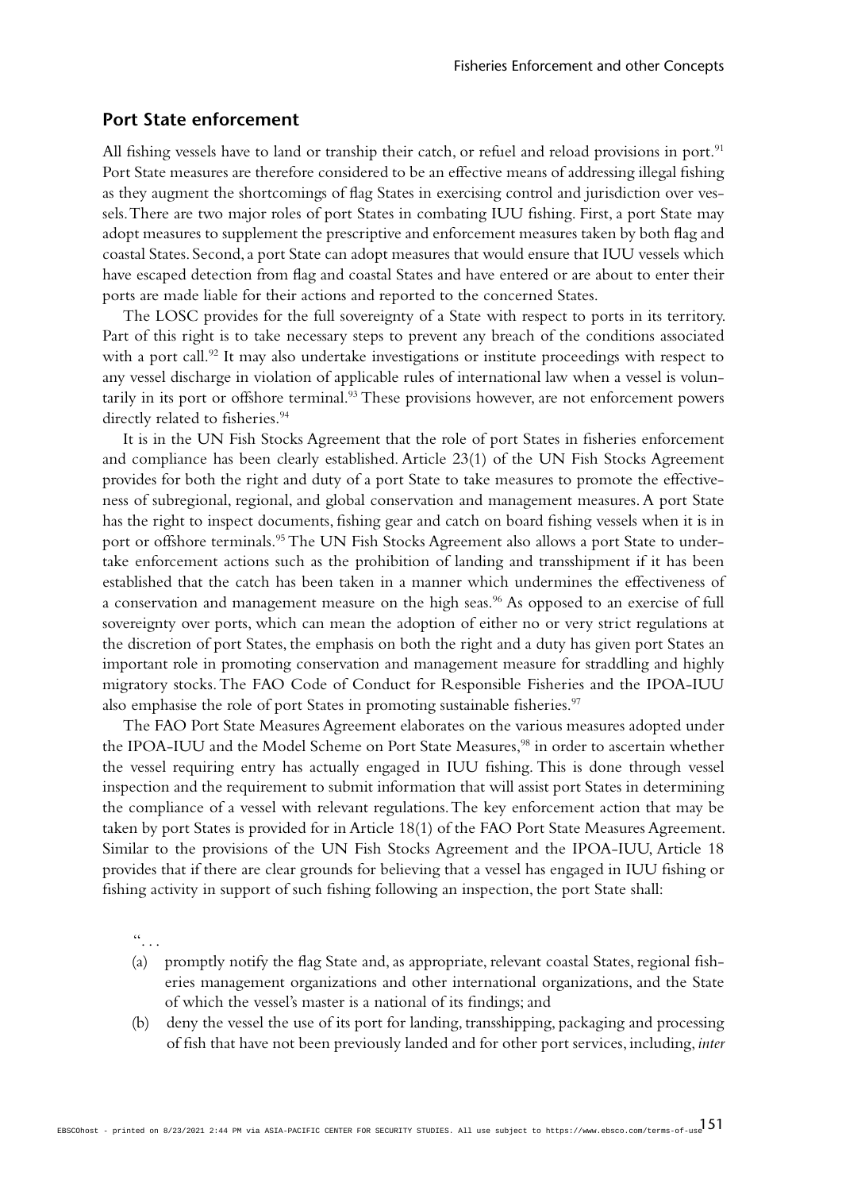## Port State enforcement

All fishing vessels have to land or tranship their catch, or refuel and reload provisions in port.[91] Port State measures are therefore considered to be an effective means of addressing illegal fishing as they augment the shortcomings of flag States in exercising control and jurisdiction over vessels. There are two major roles of port States in combating IUU fishing. First, a port State may adopt measures to supplement the prescriptive and enforcement measures taken by both flag and coastal States. Second, a port State can adopt measures that would ensure that IUU vessels which have escaped detection from flag and coastal States and have entered or are about to enter their ports are made liable for their actions and reported to the concerned States.

The LOSC provides for the full sovereignty of a State with respect to ports in its territory. Part of this right is to take necessary steps to prevent any breach of the conditions associated with a port call.[92] It may also undertake investigations or institute proceedings with respect to any vessel discharge in violation of applicable rules of international law when a vessel is voluntarily in its port or offshore terminal.[93] These provisions however, are not enforcement powers directly related to fisheries.[94]

It is in the UN Fish Stocks Agreement that the role of port States in fisheries enforcement and compliance has been clearly established. Article 23(1) of the UN Fish Stocks Agreement provides for both the right and duty of a port State to take measures to promote the effectiveness of subregional, regional, and global conservation and management measures. A port State has the right to inspect documents, fishing gear and catch on board fishing vessels when it is in port or offshore terminals.[95] The UN Fish Stocks Agreement also allows a port State to undertake enforcement actions such as the prohibition of landing and transshipment if it has been established that the catch has been taken in a manner which undermines the effectiveness of a conservation and management measure on the high seas.[96] As opposed to an exercise of full sovereignty over ports, which can mean the adoption of either no or very strict regulations at the discretion of port States, the emphasis on both the right and a duty has given port States an important role in promoting conservation and management measure for straddling and highly migratory stocks. The FAO Code of Conduct for Responsible Fisheries and the IPOA-IUU also emphasise the role of port States in promoting sustainable fisheries.[97]

The FAO Port State Measures Agreement elaborates on the various measures adopted under the IPOA-IUU and the Model Scheme on Port State Measures,[98] in order to ascertain whether the vessel requiring entry has actually engaged in IUU fishing. This is done through vessel inspection and the requirement to submit information that will assist port States in determining the compliance of a vessel with relevant regulations. The key enforcement action that may be taken by port States is provided for in Article 18(1) of the FAO Port State Measures Agreement. Similar to the provisions of the UN Fish Stocks Agreement and the IPOA-IUU, Article 18 provides that if there are clear grounds for believing that a vessel has engaged in IUU fishing or fishing activity in support of such fishing following an inspection, the port State shall:

> "...
>
> (a) promptly notify the flag State and, as appropriate, relevant coastal States, regional fisheries management organizations and other international organizations, and the State of which the vessel's master is a national of its findings; and
>
> (b) deny the vessel the use of its port for landing, transshipping, packaging and processing of fish that have not been previously landed and for other port services, including, *inter*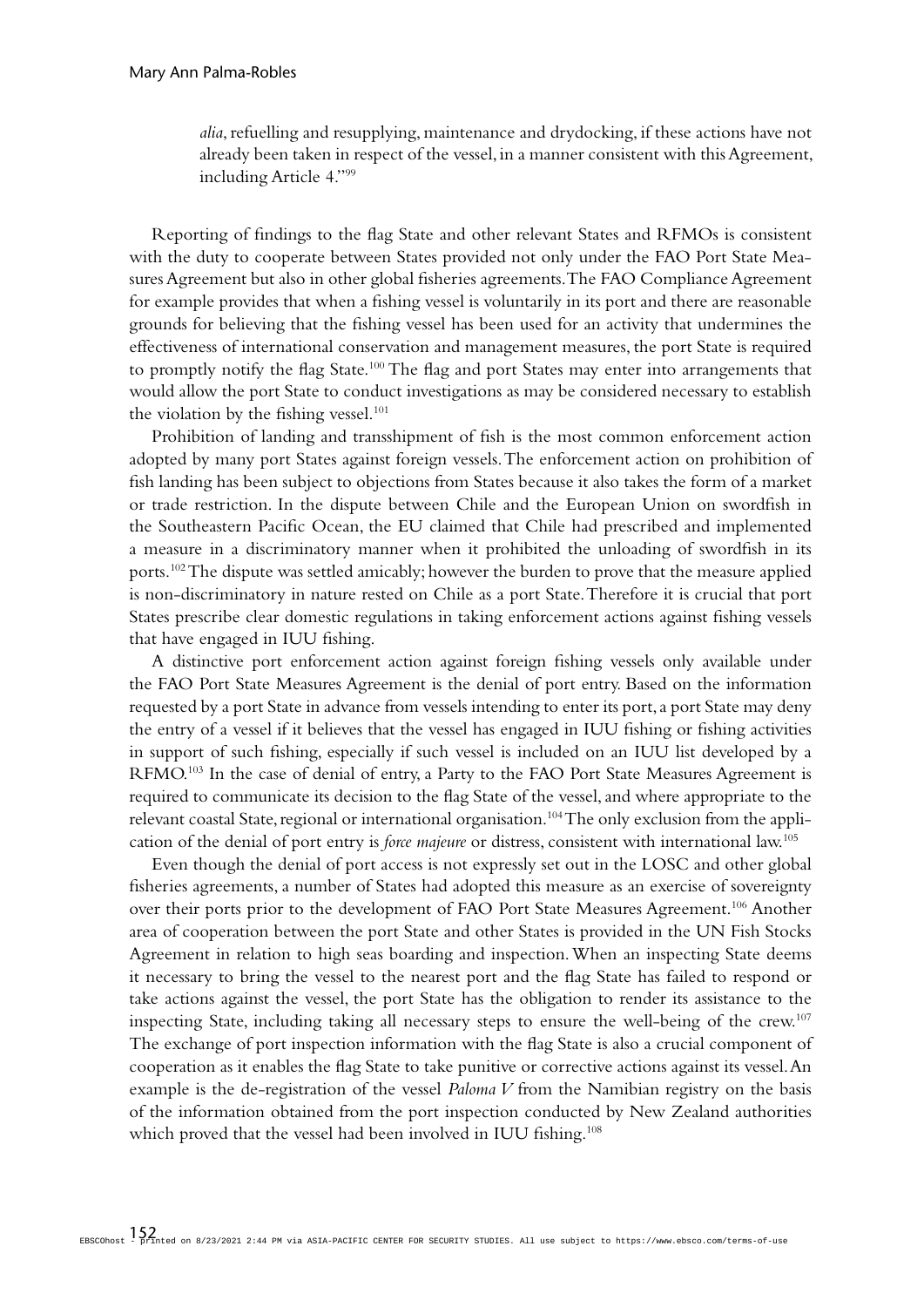> *alia*, refuelling and resupplying, maintenance and drydocking, if these actions have not already been taken in respect of the vessel, in a manner consistent with this Agreement, including Article 4."[99]

Reporting of findings to the flag State and other relevant States and RFMOs is consistent with the duty to cooperate between States provided not only under the FAO Port State Measures Agreement but also in other global fisheries agreements. The FAO Compliance Agreement for example provides that when a fishing vessel is voluntarily in its port and there are reasonable grounds for believing that the fishing vessel has been used for an activity that undermines the effectiveness of international conservation and management measures, the port State is required to promptly notify the flag State.[100] The flag and port States may enter into arrangements that would allow the port State to conduct investigations as may be considered necessary to establish the violation by the fishing vessel.[101]

Prohibition of landing and transshipment of fish is the most common enforcement action adopted by many port States against foreign vessels. The enforcement action on prohibition of fish landing has been subject to objections from States because it also takes the form of a market or trade restriction. In the dispute between Chile and the European Union on swordfish in the Southeastern Pacific Ocean, the EU claimed that Chile had prescribed and implemented a measure in a discriminatory manner when it prohibited the unloading of swordfish in its ports.[102] The dispute was settled amicably; however the burden to prove that the measure applied is non-discriminatory in nature rested on Chile as a port State. Therefore it is crucial that port States prescribe clear domestic regulations in taking enforcement actions against fishing vessels that have engaged in IUU fishing.

A distinctive port enforcement action against foreign fishing vessels only available under the FAO Port State Measures Agreement is the denial of port entry. Based on the information requested by a port State in advance from vessels intending to enter its port, a port State may deny the entry of a vessel if it believes that the vessel has engaged in IUU fishing or fishing activities in support of such fishing, especially if such vessel is included on an IUU list developed by a RFMO.[103] In the case of denial of entry, a Party to the FAO Port State Measures Agreement is required to communicate its decision to the flag State of the vessel, and where appropriate to the relevant coastal State, regional or international organisation.[104] The only exclusion from the application of the denial of port entry is *force majeure* or distress, consistent with international law.[105]

Even though the denial of port access is not expressly set out in the LOSC and other global fisheries agreements, a number of States had adopted this measure as an exercise of sovereignty over their ports prior to the development of FAO Port State Measures Agreement.[106] Another area of cooperation between the port State and other States is provided in the UN Fish Stocks Agreement in relation to high seas boarding and inspection. When an inspecting State deems it necessary to bring the vessel to the nearest port and the flag State has failed to respond or take actions against the vessel, the port State has the obligation to render its assistance to the inspecting State, including taking all necessary steps to ensure the well-being of the crew.[107] The exchange of port inspection information with the flag State is also a crucial component of cooperation as it enables the flag State to take punitive or corrective actions against its vessel. An example is the de-registration of the vessel *Paloma V* from the Namibian registry on the basis of the information obtained from the port inspection conducted by New Zealand authorities which proved that the vessel had been involved in IUU fishing.[108]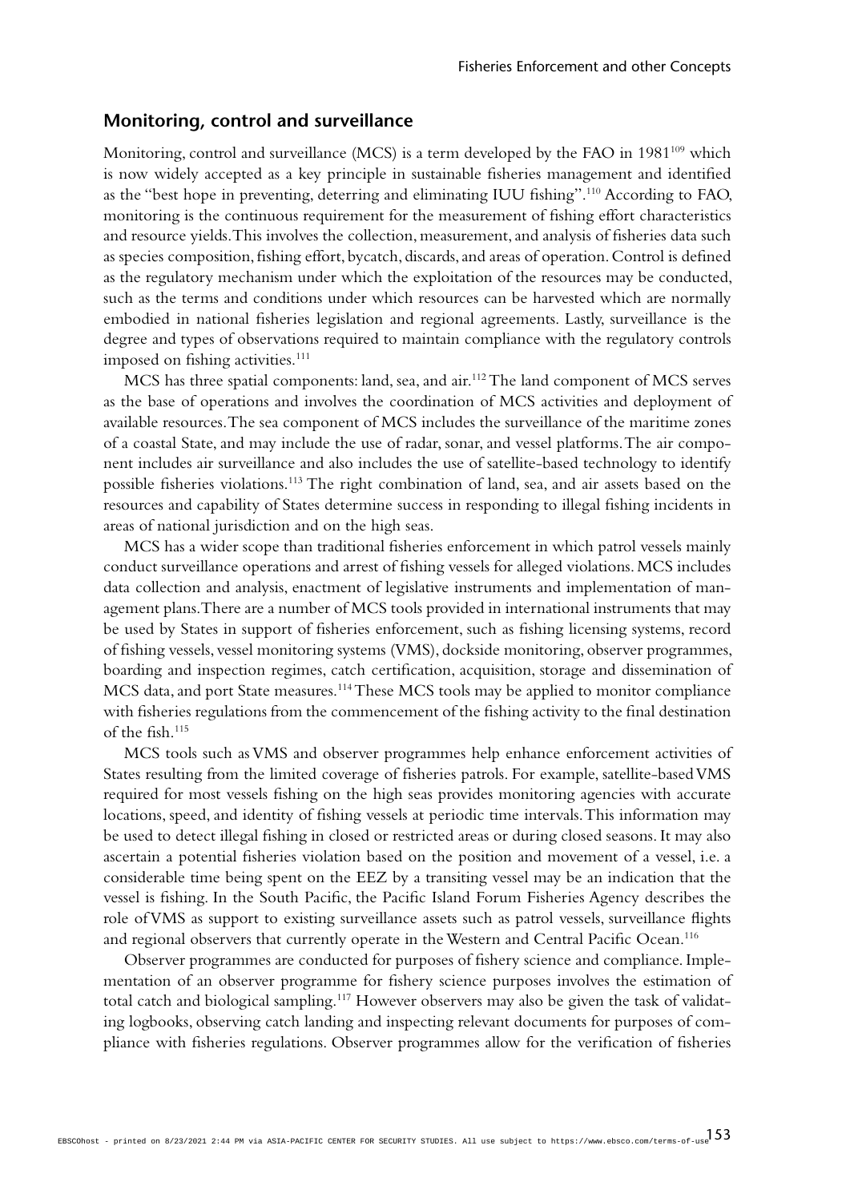## Monitoring, control and surveillance

Monitoring, control and surveillance (MCS) is a term developed by the FAO in 1981[109] which is now widely accepted as a key principle in sustainable fisheries management and identified as the "best hope in preventing, deterring and eliminating IUU fishing".[110] According to FAO, monitoring is the continuous requirement for the measurement of fishing effort characteristics and resource yields. This involves the collection, measurement, and analysis of fisheries data such as species composition, fishing effort, bycatch, discards, and areas of operation. Control is defined as the regulatory mechanism under which the exploitation of the resources may be conducted, such as the terms and conditions under which resources can be harvested which are normally embodied in national fisheries legislation and regional agreements. Lastly, surveillance is the degree and types of observations required to maintain compliance with the regulatory controls imposed on fishing activities.[111]

MCS has three spatial components: land, sea, and air.[112] The land component of MCS serves as the base of operations and involves the coordination of MCS activities and deployment of available resources. The sea component of MCS includes the surveillance of the maritime zones of a coastal State, and may include the use of radar, sonar, and vessel platforms. The air component includes air surveillance and also includes the use of satellite-based technology to identify possible fisheries violations.[113] The right combination of land, sea, and air assets based on the resources and capability of States determine success in responding to illegal fishing incidents in areas of national jurisdiction and on the high seas.

MCS has a wider scope than traditional fisheries enforcement in which patrol vessels mainly conduct surveillance operations and arrest of fishing vessels for alleged violations. MCS includes data collection and analysis, enactment of legislative instruments and implementation of management plans. There are a number of MCS tools provided in international instruments that may be used by States in support of fisheries enforcement, such as fishing licensing systems, record of fishing vessels, vessel monitoring systems (VMS), dockside monitoring, observer programmes, boarding and inspection regimes, catch certification, acquisition, storage and dissemination of MCS data, and port State measures.[114] These MCS tools may be applied to monitor compliance with fisheries regulations from the commencement of the fishing activity to the final destination of the fish.[115]

MCS tools such as VMS and observer programmes help enhance enforcement activities of States resulting from the limited coverage of fisheries patrols. For example, satellite-based VMS required for most vessels fishing on the high seas provides monitoring agencies with accurate locations, speed, and identity of fishing vessels at periodic time intervals. This information may be used to detect illegal fishing in closed or restricted areas or during closed seasons. It may also ascertain a potential fisheries violation based on the position and movement of a vessel, i.e. a considerable time being spent on the EEZ by a transiting vessel may be an indication that the vessel is fishing. In the South Pacific, the Pacific Island Forum Fisheries Agency describes the role of VMS as support to existing surveillance assets such as patrol vessels, surveillance flights and regional observers that currently operate in the Western and Central Pacific Ocean.[116]

Observer programmes are conducted for purposes of fishery science and compliance. Implementation of an observer programme for fishery science purposes involves the estimation of total catch and biological sampling.[117] However observers may also be given the task of validating logbooks, observing catch landing and inspecting relevant documents for purposes of compliance with fisheries regulations. Observer programmes allow for the verification of fisheries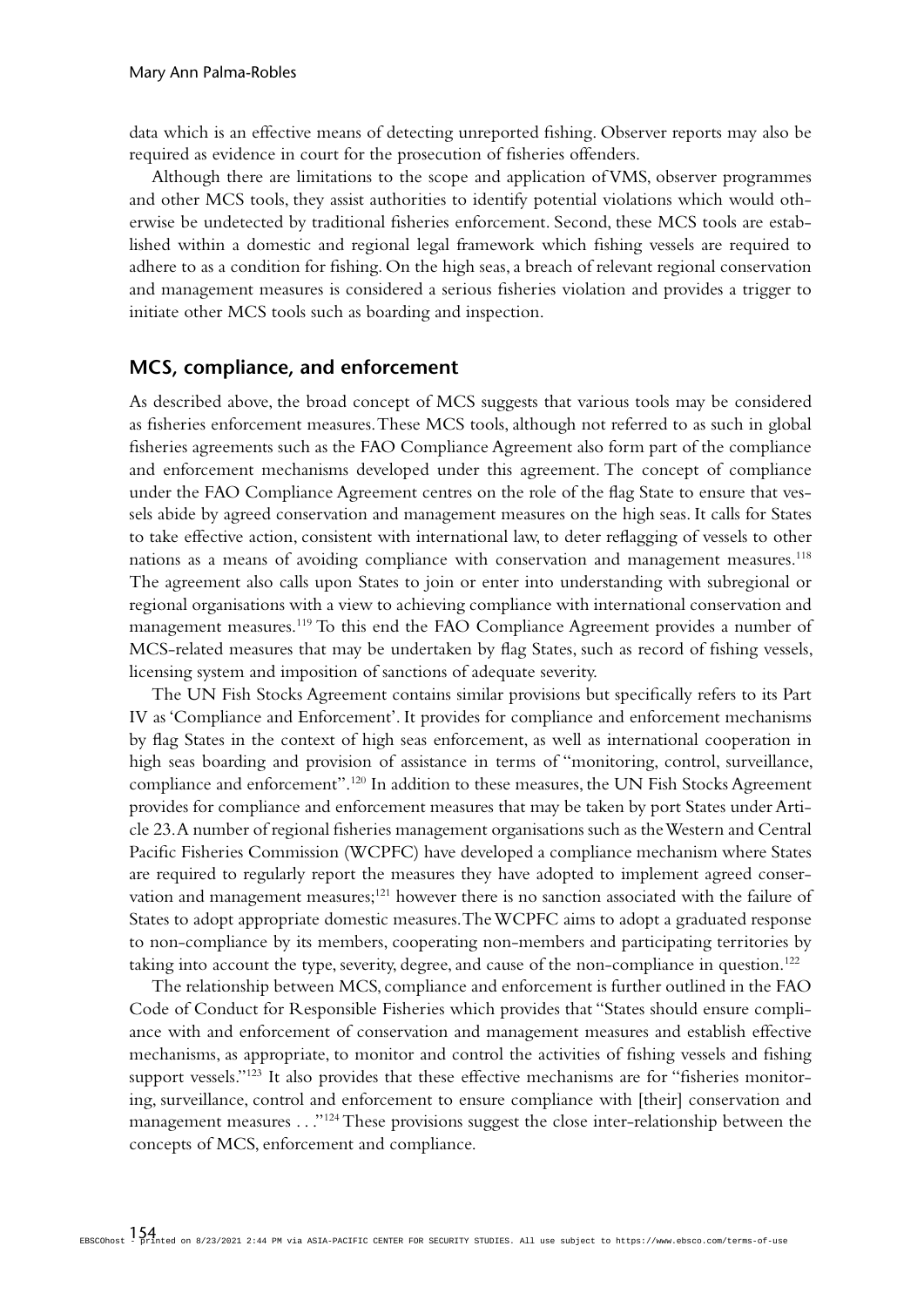data which is an effective means of detecting unreported fishing. Observer reports may also be required as evidence in court for the prosecution of fisheries offenders.

Although there are limitations to the scope and application of VMS, observer programmes and other MCS tools, they assist authorities to identify potential violations which would otherwise be undetected by traditional fisheries enforcement. Second, these MCS tools are established within a domestic and regional legal framework which fishing vessels are required to adhere to as a condition for fishing. On the high seas, a breach of relevant regional conservation and management measures is considered a serious fisheries violation and provides a trigger to initiate other MCS tools such as boarding and inspection.

## MCS, compliance, and enforcement

As described above, the broad concept of MCS suggests that various tools may be considered as fisheries enforcement measures. These MCS tools, although not referred to as such in global fisheries agreements such as the FAO Compliance Agreement also form part of the compliance and enforcement mechanisms developed under this agreement. The concept of compliance under the FAO Compliance Agreement centres on the role of the flag State to ensure that vessels abide by agreed conservation and management measures on the high seas. It calls for States to take effective action, consistent with international law, to deter reflagging of vessels to other nations as a means of avoiding compliance with conservation and management measures.[118] The agreement also calls upon States to join or enter into understanding with subregional or regional organisations with a view to achieving compliance with international conservation and management measures.[119] To this end the FAO Compliance Agreement provides a number of MCS-related measures that may be undertaken by flag States, such as record of fishing vessels, licensing system and imposition of sanctions of adequate severity.

The UN Fish Stocks Agreement contains similar provisions but specifically refers to its Part IV as 'Compliance and Enforcement'. It provides for compliance and enforcement mechanisms by flag States in the context of high seas enforcement, as well as international cooperation in high seas boarding and provision of assistance in terms of "monitoring, control, surveillance, compliance and enforcement".[120] In addition to these measures, the UN Fish Stocks Agreement provides for compliance and enforcement measures that may be taken by port States under Article 23. A number of regional fisheries management organisations such as the Western and Central Pacific Fisheries Commission (WCPFC) have developed a compliance mechanism where States are required to regularly report the measures they have adopted to implement agreed conservation and management measures;[121] however there is no sanction associated with the failure of States to adopt appropriate domestic measures. The WCPFC aims to adopt a graduated response to non-compliance by its members, cooperating non-members and participating territories by taking into account the type, severity, degree, and cause of the non-compliance in question.[122]

The relationship between MCS, compliance and enforcement is further outlined in the FAO Code of Conduct for Responsible Fisheries which provides that "States should ensure compliance with and enforcement of conservation and management measures and establish effective mechanisms, as appropriate, to monitor and control the activities of fishing vessels and fishing support vessels."[123] It also provides that these effective mechanisms are for "fisheries monitoring, surveillance, control and enforcement to ensure compliance with [their] conservation and management measures . . ."[124] These provisions suggest the close inter-relationship between the concepts of MCS, enforcement and compliance.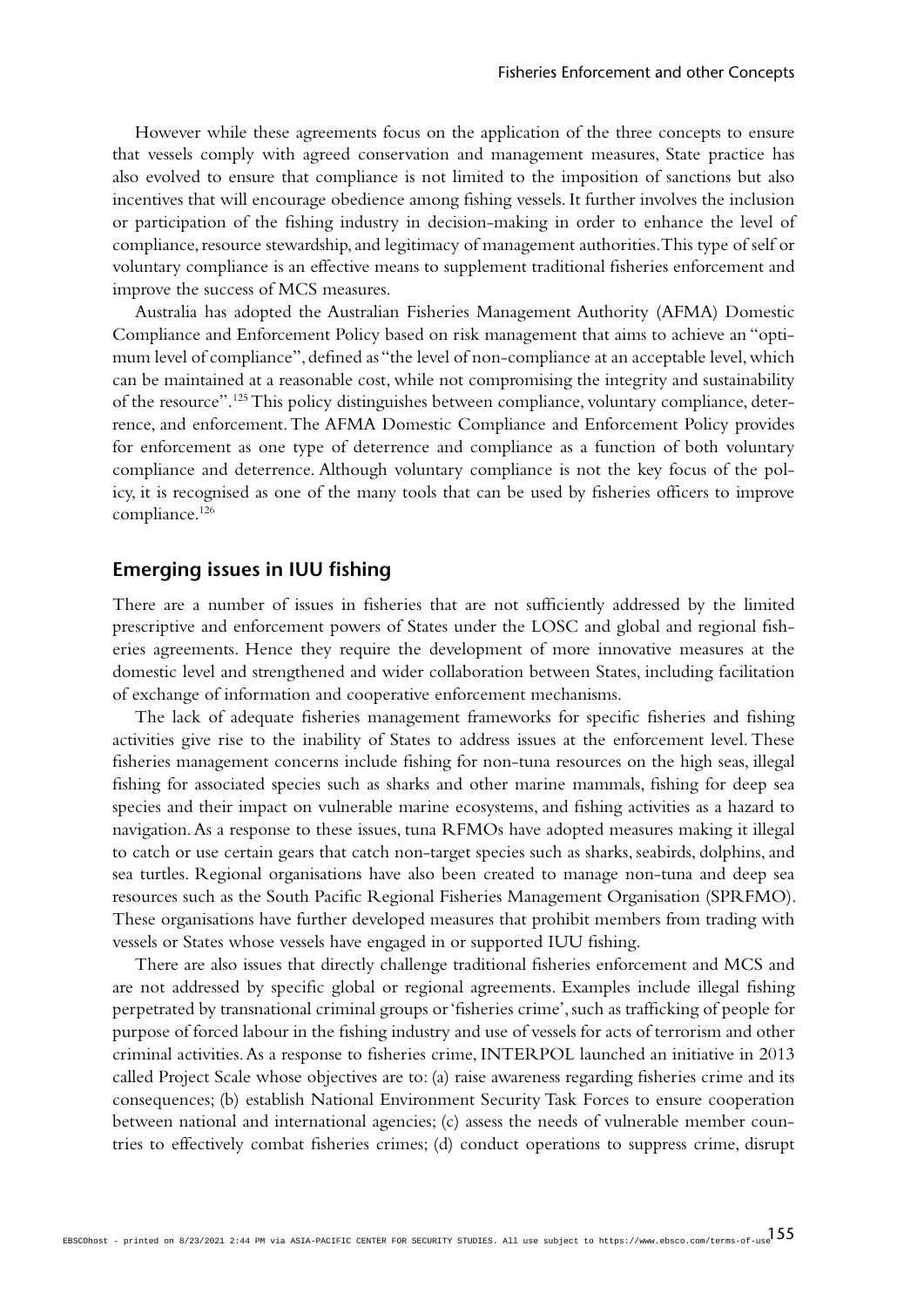However while these agreements focus on the application of the three concepts to ensure that vessels comply with agreed conservation and management measures, State practice has also evolved to ensure that compliance is not limited to the imposition of sanctions but also incentives that will encourage obedience among fishing vessels. It further involves the inclusion or participation of the fishing industry in decision-making in order to enhance the level of compliance, resource stewardship, and legitimacy of management authorities. This type of self or voluntary compliance is an effective means to supplement traditional fisheries enforcement and improve the success of MCS measures.

Australia has adopted the Australian Fisheries Management Authority (AFMA) Domestic Compliance and Enforcement Policy based on risk management that aims to achieve an "optimum level of compliance", defined as "the level of non-compliance at an acceptable level, which can be maintained at a reasonable cost, while not compromising the integrity and sustainability of the resource".[125] This policy distinguishes between compliance, voluntary compliance, deterrence, and enforcement. The AFMA Domestic Compliance and Enforcement Policy provides for enforcement as one type of deterrence and compliance as a function of both voluntary compliance and deterrence. Although voluntary compliance is not the key focus of the policy, it is recognised as one of the many tools that can be used by fisheries officers to improve compliance.[126]

## Emerging issues in IUU fishing

There are a number of issues in fisheries that are not sufficiently addressed by the limited prescriptive and enforcement powers of States under the LOSC and global and regional fisheries agreements. Hence they require the development of more innovative measures at the domestic level and strengthened and wider collaboration between States, including facilitation of exchange of information and cooperative enforcement mechanisms.

The lack of adequate fisheries management frameworks for specific fisheries and fishing activities give rise to the inability of States to address issues at the enforcement level. These fisheries management concerns include fishing for non-tuna resources on the high seas, illegal fishing for associated species such as sharks and other marine mammals, fishing for deep sea species and their impact on vulnerable marine ecosystems, and fishing activities as a hazard to navigation. As a response to these issues, tuna RFMOs have adopted measures making it illegal to catch or use certain gears that catch non-target species such as sharks, seabirds, dolphins, and sea turtles. Regional organisations have also been created to manage non-tuna and deep sea resources such as the South Pacific Regional Fisheries Management Organisation (SPRFMO). These organisations have further developed measures that prohibit members from trading with vessels or States whose vessels have engaged in or supported IUU fishing.

There are also issues that directly challenge traditional fisheries enforcement and MCS and are not addressed by specific global or regional agreements. Examples include illegal fishing perpetrated by transnational criminal groups or 'fisheries crime', such as trafficking of people for purpose of forced labour in the fishing industry and use of vessels for acts of terrorism and other criminal activities. As a response to fisheries crime, INTERPOL launched an initiative in 2013 called Project Scale whose objectives are to: (a) raise awareness regarding fisheries crime and its consequences; (b) establish National Environment Security Task Forces to ensure cooperation between national and international agencies; (c) assess the needs of vulnerable member countries to effectively combat fisheries crimes; (d) conduct operations to suppress crime, disrupt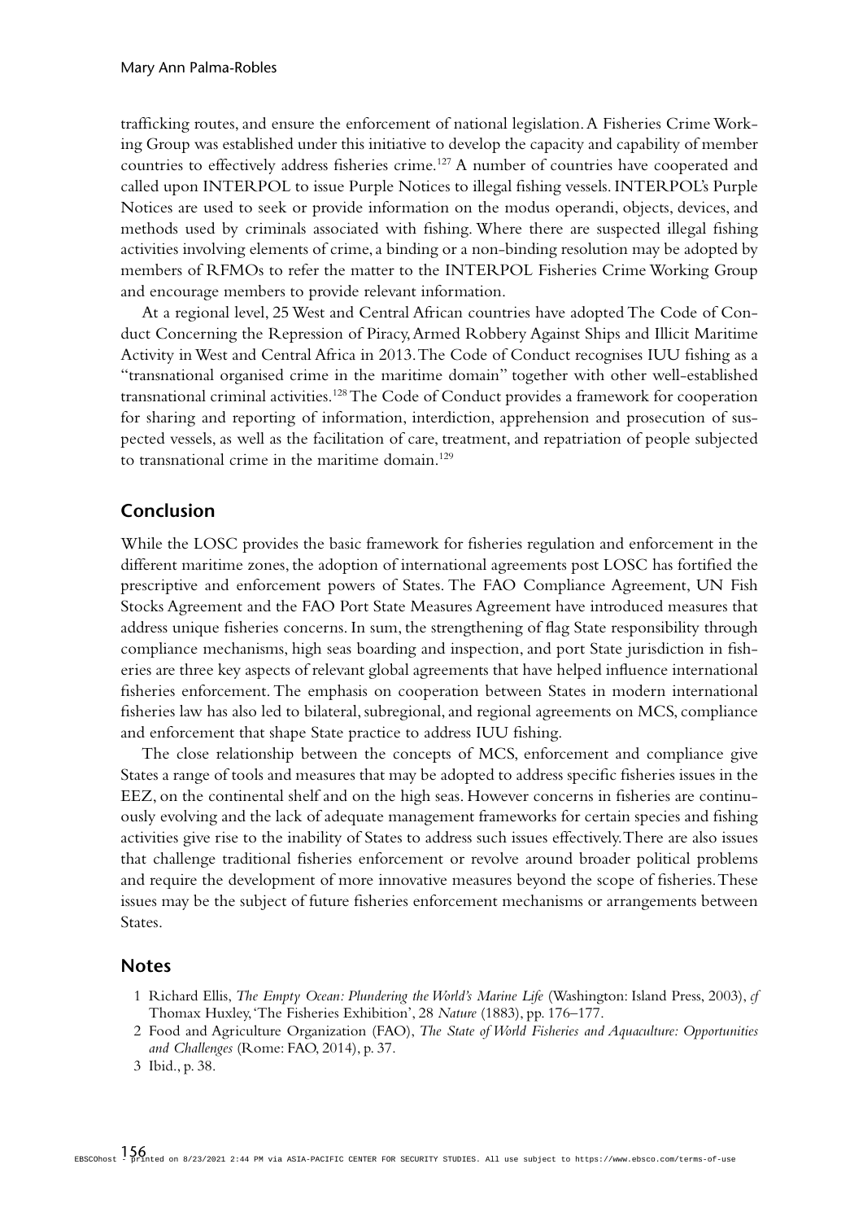trafficking routes, and ensure the enforcement of national legislation. A Fisheries Crime Working Group was established under this initiative to develop the capacity and capability of member countries to effectively address fisheries crime.[127] A number of countries have cooperated and called upon INTERPOL to issue Purple Notices to illegal fishing vessels. INTERPOL's Purple Notices are used to seek or provide information on the modus operandi, objects, devices, and methods used by criminals associated with fishing. Where there are suspected illegal fishing activities involving elements of crime, a binding or a non-binding resolution may be adopted by members of RFMOs to refer the matter to the INTERPOL Fisheries Crime Working Group and encourage members to provide relevant information.

At a regional level, 25 West and Central African countries have adopted The Code of Conduct Concerning the Repression of Piracy, Armed Robbery Against Ships and Illicit Maritime Activity in West and Central Africa in 2013. The Code of Conduct recognises IUU fishing as a "transnational organised crime in the maritime domain" together with other well-established transnational criminal activities.[128] The Code of Conduct provides a framework for cooperation for sharing and reporting of information, interdiction, apprehension and prosecution of suspected vessels, as well as the facilitation of care, treatment, and repatriation of people subjected to transnational crime in the maritime domain.[129]

## Conclusion

While the LOSC provides the basic framework for fisheries regulation and enforcement in the different maritime zones, the adoption of international agreements post LOSC has fortified the prescriptive and enforcement powers of States. The FAO Compliance Agreement, UN Fish Stocks Agreement and the FAO Port State Measures Agreement have introduced measures that address unique fisheries concerns. In sum, the strengthening of flag State responsibility through compliance mechanisms, high seas boarding and inspection, and port State jurisdiction in fisheries are three key aspects of relevant global agreements that have helped influence international fisheries enforcement. The emphasis on cooperation between States in modern international fisheries law has also led to bilateral, subregional, and regional agreements on MCS, compliance and enforcement that shape State practice to address IUU fishing.

The close relationship between the concepts of MCS, enforcement and compliance give States a range of tools and measures that may be adopted to address specific fisheries issues in the EEZ, on the continental shelf and on the high seas. However concerns in fisheries are continuously evolving and the lack of adequate management frameworks for certain species and fishing activities give rise to the inability of States to address such issues effectively. There are also issues that challenge traditional fisheries enforcement or revolve around broader political problems and require the development of more innovative measures beyond the scope of fisheries. These issues may be the subject of future fisheries enforcement mechanisms or arrangements between States.

## Notes

1 Richard Ellis, *The Empty Ocean: Plundering the World's Marine Life* (Washington: Island Press, 2003), *cf* Thomax Huxley, 'The Fisheries Exhibition', 28 *Nature* (1883), pp. 176–177.

2 Food and Agriculture Organization (FAO), *The State of World Fisheries and Aquaculture: Opportunities and Challenges* (Rome: FAO, 2014), p. 37.

3 Ibid., p. 38.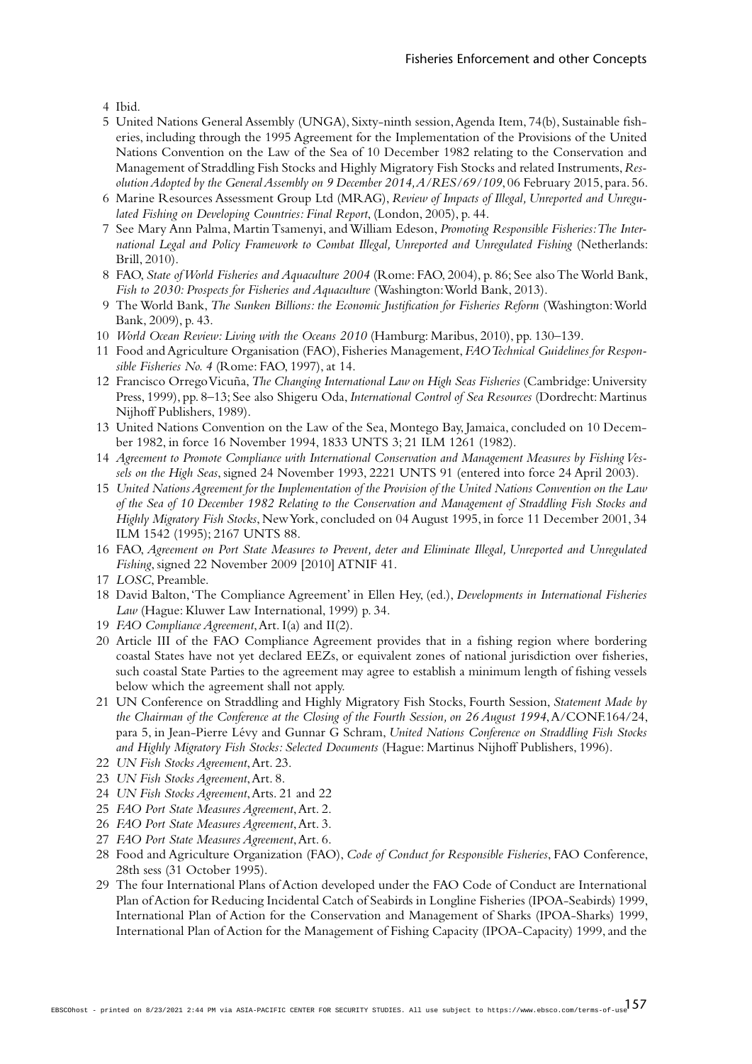4 Ibid.

5 United Nations General Assembly (UNGA), Sixty-ninth session, Agenda Item, 74(b), Sustainable fisheries, including through the 1995 Agreement for the Implementation of the Provisions of the United Nations Convention on the Law of the Sea of 10 December 1982 relating to the Conservation and Management of Straddling Fish Stocks and Highly Migratory Fish Stocks and related Instruments, *Resolution Adopted by the General Assembly on 9 December 2014, A/RES/69/109*, 06 February 2015, para. 56.

6 Marine Resources Assessment Group Ltd (MRAG), *Review of Impacts of Illegal, Unreported and Unregulated Fishing on Developing Countries: Final Report*, (London, 2005), p. 44.

7 See Mary Ann Palma, Martin Tsamenyi, and William Edeson, *Promoting Responsible Fisheries: The International Legal and Policy Framework to Combat Illegal, Unreported and Unregulated Fishing* (Netherlands: Brill, 2010).

8 FAO, *State of World Fisheries and Aquaculture 2004* (Rome: FAO, 2004), p. 86; See also The World Bank, *Fish to 2030: Prospects for Fisheries and Aquaculture* (Washington: World Bank, 2013).

9 The World Bank, *The Sunken Billions: the Economic Justification for Fisheries Reform* (Washington: World Bank, 2009), p. 43.

10 *World Ocean Review: Living with the Oceans 2010* (Hamburg: Maribus, 2010), pp. 130–139.

11 Food and Agriculture Organisation (FAO), Fisheries Management, *FAO Technical Guidelines for Responsible Fisheries No. 4* (Rome: FAO, 1997), at 14.

12 Francisco Orrego Vicuña, *The Changing International Law on High Seas Fisheries* (Cambridge: University Press, 1999), pp. 8–13; See also Shigeru Oda, *International Control of Sea Resources* (Dordrecht: Martinus Nijhoff Publishers, 1989).

13 United Nations Convention on the Law of the Sea, Montego Bay, Jamaica, concluded on 10 December 1982, in force 16 November 1994, 1833 UNTS 3; 21 ILM 1261 (1982).

14 *Agreement to Promote Compliance with International Conservation and Management Measures by Fishing Vessels on the High Seas*, signed 24 November 1993, 2221 UNTS 91 (entered into force 24 April 2003).

15 *United Nations Agreement for the Implementation of the Provision of the United Nations Convention on the Law of the Sea of 10 December 1982 Relating to the Conservation and Management of Straddling Fish Stocks and Highly Migratory Fish Stocks*, New York, concluded on 04 August 1995, in force 11 December 2001, 34 ILM 1542 (1995); 2167 UNTS 88.

16 FAO, *Agreement on Port State Measures to Prevent, deter and Eliminate Illegal, Unreported and Unregulated Fishing*, signed 22 November 2009 [2010] ATNIF 41.

17 *LOSC*, Preamble.

18 David Balton, 'The Compliance Agreement' in Ellen Hey, (ed.), *Developments in International Fisheries Law* (Hague: Kluwer Law International, 1999) p. 34.

19 *FAO Compliance Agreement*, Art. I(a) and II(2).

20 Article III of the FAO Compliance Agreement provides that in a fishing region where bordering coastal States have not yet declared EEZs, or equivalent zones of national jurisdiction over fisheries, such coastal State Parties to the agreement may agree to establish a minimum length of fishing vessels below which the agreement shall not apply.

21 UN Conference on Straddling and Highly Migratory Fish Stocks, Fourth Session, *Statement Made by the Chairman of the Conference at the Closing of the Fourth Session, on 26 August 1994*, A/CONF.164/24, para 5, in Jean-Pierre Lévy and Gunnar G Schram, *United Nations Conference on Straddling Fish Stocks and Highly Migratory Fish Stocks: Selected Documents* (Hague: Martinus Nijhoff Publishers, 1996).

22 *UN Fish Stocks Agreement*, Art. 23.

23 *UN Fish Stocks Agreement*, Art. 8.

24 *UN Fish Stocks Agreement*, Arts. 21 and 22

25 *FAO Port State Measures Agreement*, Art. 2.

26 *FAO Port State Measures Agreement*, Art. 3.

27 *FAO Port State Measures Agreement*, Art. 6.

28 Food and Agriculture Organization (FAO), *Code of Conduct for Responsible Fisheries*, FAO Conference, 28th sess (31 October 1995).

29 The four International Plans of Action developed under the FAO Code of Conduct are International Plan of Action for Reducing Incidental Catch of Seabirds in Longline Fisheries (IPOA-Seabirds) 1999, International Plan of Action for the Conservation and Management of Sharks (IPOA-Sharks) 1999, International Plan of Action for the Management of Fishing Capacity (IPOA-Capacity) 1999, and the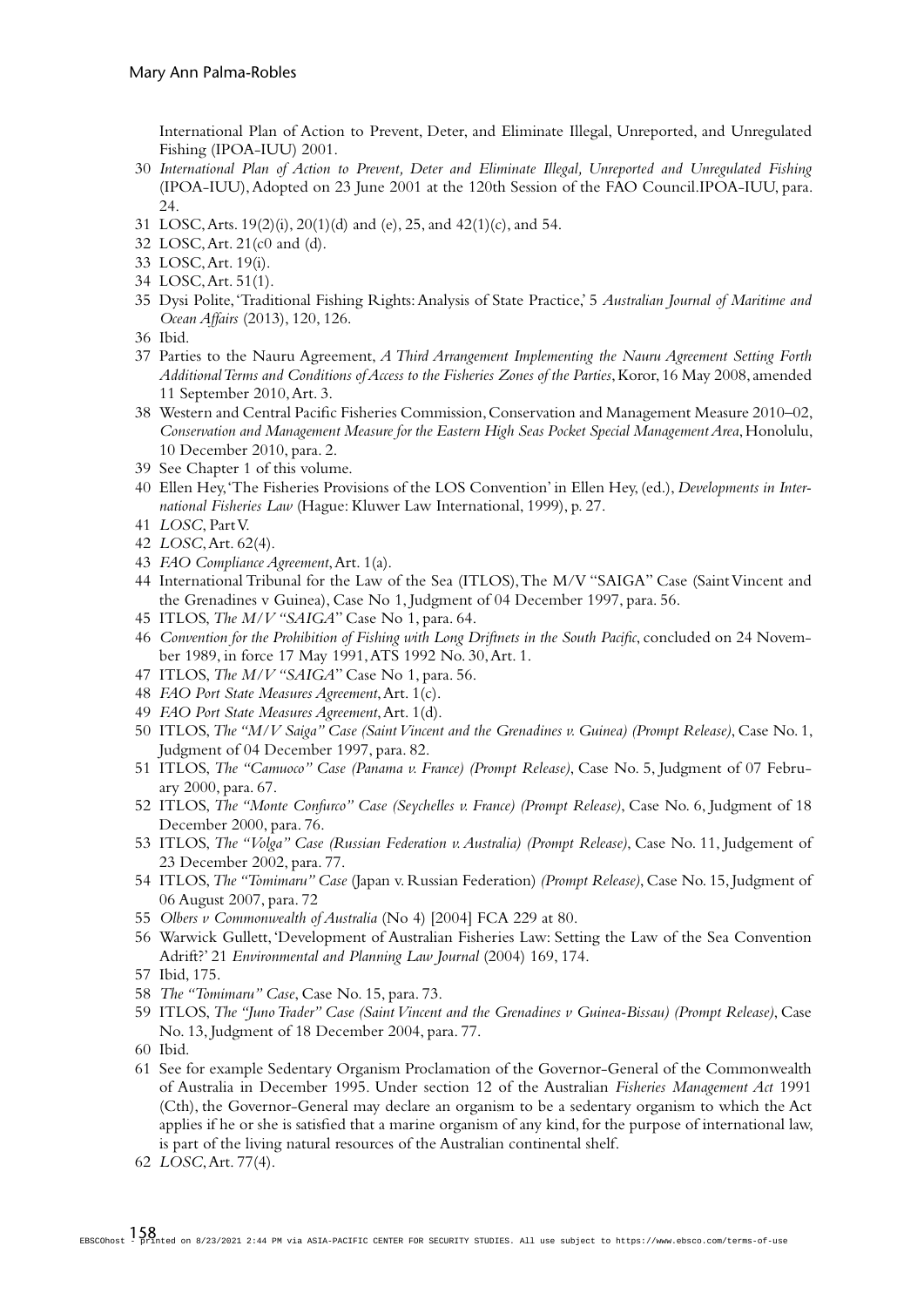International Plan of Action to Prevent, Deter, and Eliminate Illegal, Unreported, and Unregulated Fishing (IPOA-IUU) 2001.

30 *International Plan of Action to Prevent, Deter and Eliminate Illegal, Unreported and Unregulated Fishing* (IPOA-IUU), Adopted on 23 June 2001 at the 120th Session of the FAO Council.IPOA-IUU, para. 24.

31 LOSC, Arts. 19(2)(i), 20(1)(d) and (e), 25, and 42(1)(c), and 54.

32 LOSC, Art. 21(c0 and (d).

33 LOSC, Art. 19(i).

34 LOSC, Art. 51(1).

35 Dysi Polite, 'Traditional Fishing Rights: Analysis of State Practice,' 5 *Australian Journal of Maritime and Ocean Affairs* (2013), 120, 126.

36 Ibid.

37 Parties to the Nauru Agreement, *A Third Arrangement Implementing the Nauru Agreement Setting Forth Additional Terms and Conditions of Access to the Fisheries Zones of the Parties*, Koror, 16 May 2008, amended 11 September 2010, Art. 3.

38 Western and Central Pacific Fisheries Commission, Conservation and Management Measure 2010–02, *Conservation and Management Measure for the Eastern High Seas Pocket Special Management Area*, Honolulu, 10 December 2010, para. 2.

39 See Chapter 1 of this volume.

40 Ellen Hey, 'The Fisheries Provisions of the LOS Convention' in Ellen Hey, (ed.), *Developments in International Fisheries Law* (Hague: Kluwer Law International, 1999), p. 27.

41 *LOSC*, Part V.

42 *LOSC*, Art. 62(4).

43 *FAO Compliance Agreement*, Art. 1(a).

44 International Tribunal for the Law of the Sea (ITLOS), The M/V "SAIGA" Case (Saint Vincent and the Grenadines v Guinea), Case No 1, Judgment of 04 December 1997, para. 56.

45 ITLOS, *The M/V "SAIGA"* Case No 1, para. 64.

46 *Convention for the Prohibition of Fishing with Long Driftnets in the South Pacific*, concluded on 24 November 1989, in force 17 May 1991, ATS 1992 No. 30, Art. 1.

47 ITLOS, *The M/V "SAIGA"* Case No 1, para. 56.

48 *FAO Port State Measures Agreement*, Art. 1(c).

49 *FAO Port State Measures Agreement*, Art. 1(d).

50 ITLOS, *The "M/V Saiga" Case (Saint Vincent and the Grenadines v. Guinea) (Prompt Release)*, Case No. 1, Judgment of 04 December 1997, para. 82.

51 ITLOS, *The "Camuoco" Case (Panama v. France) (Prompt Release)*, Case No. 5, Judgment of 07 February 2000, para. 67.

52 ITLOS, *The "Monte Confurco" Case (Seychelles v. France) (Prompt Release)*, Case No. 6, Judgment of 18 December 2000, para. 76.

53 ITLOS, *The "Volga" Case (Russian Federation v. Australia) (Prompt Release)*, Case No. 11, Judgement of 23 December 2002, para. 77.

54 ITLOS, *The "Tomimaru" Case* (Japan v. Russian Federation) *(Prompt Release)*, Case No. 15, Judgment of 06 August 2007, para. 72

55 *Olbers v Commonwealth of Australia* (No 4) [2004] FCA 229 at 80.

56 Warwick Gullett, 'Development of Australian Fisheries Law: Setting the Law of the Sea Convention Adrift?' 21 *Environmental and Planning Law Journal* (2004) 169, 174.

57 Ibid, 175.

58 *The "Tomimaru" Case*, Case No. 15, para. 73.

59 ITLOS, *The "Juno Trader" Case (Saint Vincent and the Grenadines v Guinea-Bissau) (Prompt Release)*, Case No. 13, Judgment of 18 December 2004, para. 77.

60 Ibid.

61 See for example Sedentary Organism Proclamation of the Governor-General of the Commonwealth of Australia in December 1995. Under section 12 of the Australian *Fisheries Management Act* 1991 (Cth), the Governor-General may declare an organism to be a sedentary organism to which the Act applies if he or she is satisfied that a marine organism of any kind, for the purpose of international law, is part of the living natural resources of the Australian continental shelf.

62 *LOSC*, Art. 77(4).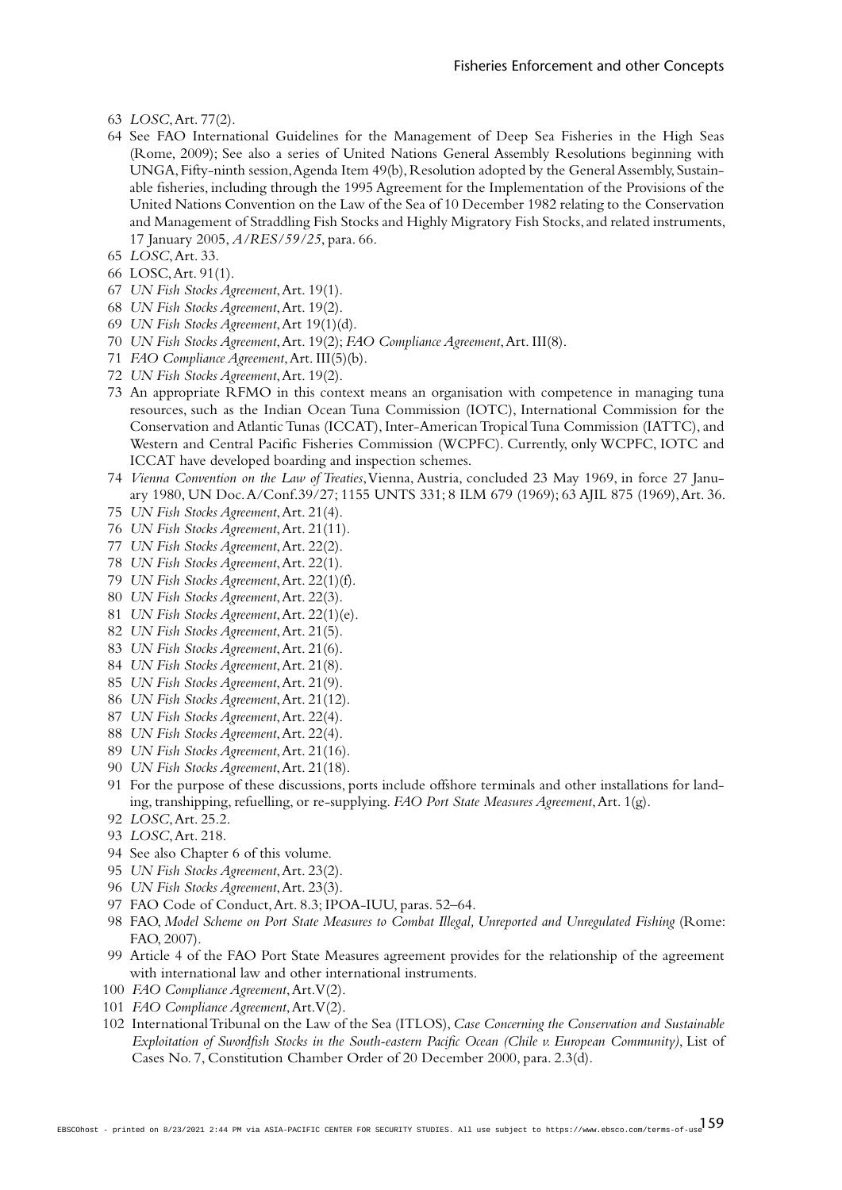63 *LOSC*, Art. 77(2).

64 See FAO International Guidelines for the Management of Deep Sea Fisheries in the High Seas (Rome, 2009); See also a series of United Nations General Assembly Resolutions beginning with UNGA, Fifty-ninth session, Agenda Item 49(b), Resolution adopted by the General Assembly, Sustainable fisheries, including through the 1995 Agreement for the Implementation of the Provisions of the United Nations Convention on the Law of the Sea of 10 December 1982 relating to the Conservation and Management of Straddling Fish Stocks and Highly Migratory Fish Stocks, and related instruments, 17 January 2005, *A/RES/59/25*, para. 66.

65 *LOSC*, Art. 33.

66 LOSC, Art. 91(1).

67 *UN Fish Stocks Agreement*, Art. 19(1).

68 *UN Fish Stocks Agreement*, Art. 19(2).

69 *UN Fish Stocks Agreement*, Art 19(1)(d).

70 *UN Fish Stocks Agreement*, Art. 19(2); *FAO Compliance Agreement*, Art. III(8).

71 *FAO Compliance Agreement*, Art. III(5)(b).

72 *UN Fish Stocks Agreement*, Art. 19(2).

73 An appropriate RFMO in this context means an organisation with competence in managing tuna resources, such as the Indian Ocean Tuna Commission (IOTC), International Commission for the Conservation and Atlantic Tunas (ICCAT), Inter-American Tropical Tuna Commission (IATTC), and Western and Central Pacific Fisheries Commission (WCPFC). Currently, only WCPFC, IOTC and ICCAT have developed boarding and inspection schemes.

74 *Vienna Convention on the Law of Treaties*, Vienna, Austria, concluded 23 May 1969, in force 27 January 1980, UN Doc. A/Conf.39/27; 1155 UNTS 331; 8 ILM 679 (1969); 63 AJIL 875 (1969), Art. 36.

75 *UN Fish Stocks Agreement*, Art. 21(4).

76 *UN Fish Stocks Agreement*, Art. 21(11).

77 *UN Fish Stocks Agreement*, Art. 22(2).

78 *UN Fish Stocks Agreement*, Art. 22(1).

79 *UN Fish Stocks Agreement*, Art. 22(1)(f).

80 *UN Fish Stocks Agreement*, Art. 22(3).

81 *UN Fish Stocks Agreement*, Art. 22(1)(e).

82 *UN Fish Stocks Agreement*, Art. 21(5).

83 *UN Fish Stocks Agreement*, Art. 21(6).

84 *UN Fish Stocks Agreement*, Art. 21(8).

85 *UN Fish Stocks Agreement*, Art. 21(9).

86 *UN Fish Stocks Agreement*, Art. 21(12).

87 *UN Fish Stocks Agreement*, Art. 22(4).

88 *UN Fish Stocks Agreement*, Art. 22(4).

89 *UN Fish Stocks Agreement*, Art. 21(16).

90 *UN Fish Stocks Agreement*, Art. 21(18).

91 For the purpose of these discussions, ports include offshore terminals and other installations for landing, transhipping, refuelling, or re-supplying. *FAO Port State Measures Agreement*, Art. 1(g).

92 *LOSC*, Art. 25.2.

93 *LOSC*, Art. 218.

94 See also Chapter 6 of this volume.

95 *UN Fish Stocks Agreement*, Art. 23(2).

96 *UN Fish Stocks Agreement*, Art. 23(3).

97 FAO Code of Conduct, Art. 8.3; IPOA-IUU, paras. 52–64.

98 FAO, *Model Scheme on Port State Measures to Combat Illegal, Unreported and Unregulated Fishing* (Rome: FAO, 2007).

99 Article 4 of the FAO Port State Measures agreement provides for the relationship of the agreement with international law and other international instruments.

100 *FAO Compliance Agreement*, Art.V(2).

101 *FAO Compliance Agreement*, Art.V(2).

102 International Tribunal on the Law of the Sea (ITLOS), *Case Concerning the Conservation and Sustainable Exploitation of Swordfish Stocks in the South-eastern Pacific Ocean (Chile v. European Community)*, List of Cases No. 7, Constitution Chamber Order of 20 December 2000, para. 2.3(d).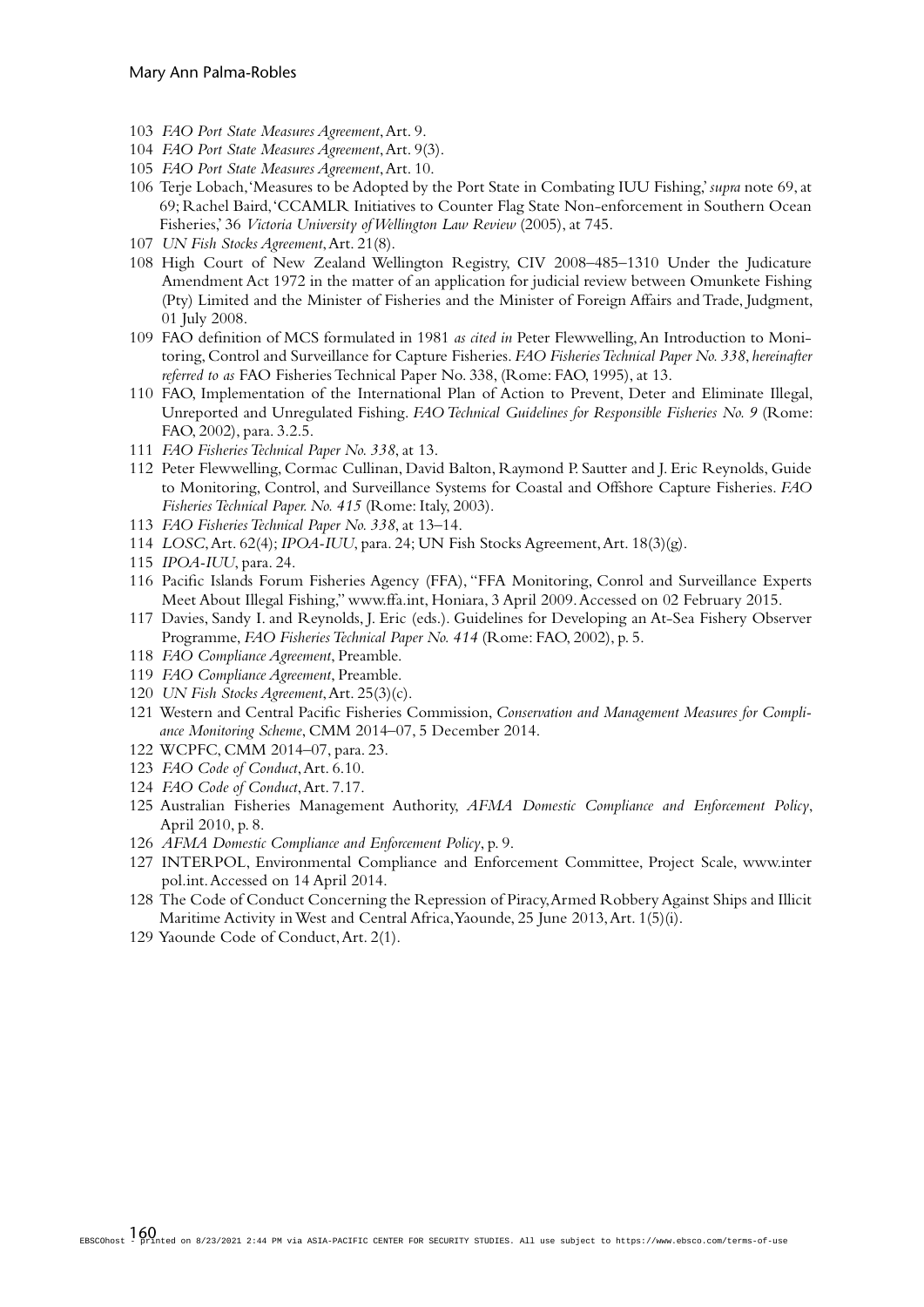103 *FAO Port State Measures Agreement*, Art. 9.

104 *FAO Port State Measures Agreement*, Art. 9(3).

105 *FAO Port State Measures Agreement*, Art. 10.

106 Terje Lobach, 'Measures to be Adopted by the Port State in Combating IUU Fishing,' *supra* note 69, at 69; Rachel Baird, 'CCAMLR Initiatives to Counter Flag State Non-enforcement in Southern Ocean Fisheries,' 36 *Victoria University of Wellington Law Review* (2005), at 745.

107 *UN Fish Stocks Agreement*, Art. 21(8).

108 High Court of New Zealand Wellington Registry, CIV 2008–485–1310 Under the Judicature Amendment Act 1972 in the matter of an application for judicial review between Omunkete Fishing (Pty) Limited and the Minister of Fisheries and the Minister of Foreign Affairs and Trade, Judgment, 01 July 2008.

109 FAO definition of MCS formulated in 1981 *as cited in* Peter Flewwelling, An Introduction to Monitoring, Control and Surveillance for Capture Fisheries. *FAO Fisheries Technical Paper No. 338*, *hereinafter referred to as* FAO Fisheries Technical Paper No. 338, (Rome: FAO, 1995), at 13.

110 FAO, Implementation of the International Plan of Action to Prevent, Deter and Eliminate Illegal, Unreported and Unregulated Fishing. *FAO Technical Guidelines for Responsible Fisheries No. 9* (Rome: FAO, 2002), para. 3.2.5.

111 *FAO Fisheries Technical Paper No. 338*, at 13.

112 Peter Flewwelling, Cormac Cullinan, David Balton, Raymond P. Sautter and J. Eric Reynolds, Guide to Monitoring, Control, and Surveillance Systems for Coastal and Offshore Capture Fisheries. *FAO Fisheries Technical Paper. No. 415* (Rome: Italy, 2003).

113 *FAO Fisheries Technical Paper No. 338*, at 13–14.

114 *LOSC*, Art. 62(4); *IPOA-IUU*, para. 24; UN Fish Stocks Agreement, Art. 18(3)(g).

115 *IPOA-IUU*, para. 24.

116 Pacific Islands Forum Fisheries Agency (FFA), "FFA Monitoring, Conrol and Surveillance Experts Meet About Illegal Fishing," www.ffa.int, Honiara, 3 April 2009. Accessed on 02 February 2015.

117 Davies, Sandy I. and Reynolds, J. Eric (eds.). Guidelines for Developing an At-Sea Fishery Observer Programme, *FAO Fisheries Technical Paper No. 414* (Rome: FAO, 2002), p. 5.

118 *FAO Compliance Agreement*, Preamble.

119 *FAO Compliance Agreement*, Preamble.

120 *UN Fish Stocks Agreement*, Art. 25(3)(c).

121 Western and Central Pacific Fisheries Commission, *Conservation and Management Measures for Compliance Monitoring Scheme*, CMM 2014–07, 5 December 2014.

122 WCPFC, CMM 2014–07, para. 23.

123 *FAO Code of Conduct*, Art. 6.10.

124 *FAO Code of Conduct*, Art. 7.17.

125 Australian Fisheries Management Authority, *AFMA Domestic Compliance and Enforcement Policy*, April 2010, p. 8.

126 *AFMA Domestic Compliance and Enforcement Policy*, p. 9.

127 INTERPOL, Environmental Compliance and Enforcement Committee, Project Scale, www.interpol.int. Accessed on 14 April 2014.

128 The Code of Conduct Concerning the Repression of Piracy, Armed Robbery Against Ships and Illicit Maritime Activity in West and Central Africa, Yaounde, 25 June 2013, Art. 1(5)(i).

129 Yaounde Code of Conduct, Art. 2(1).